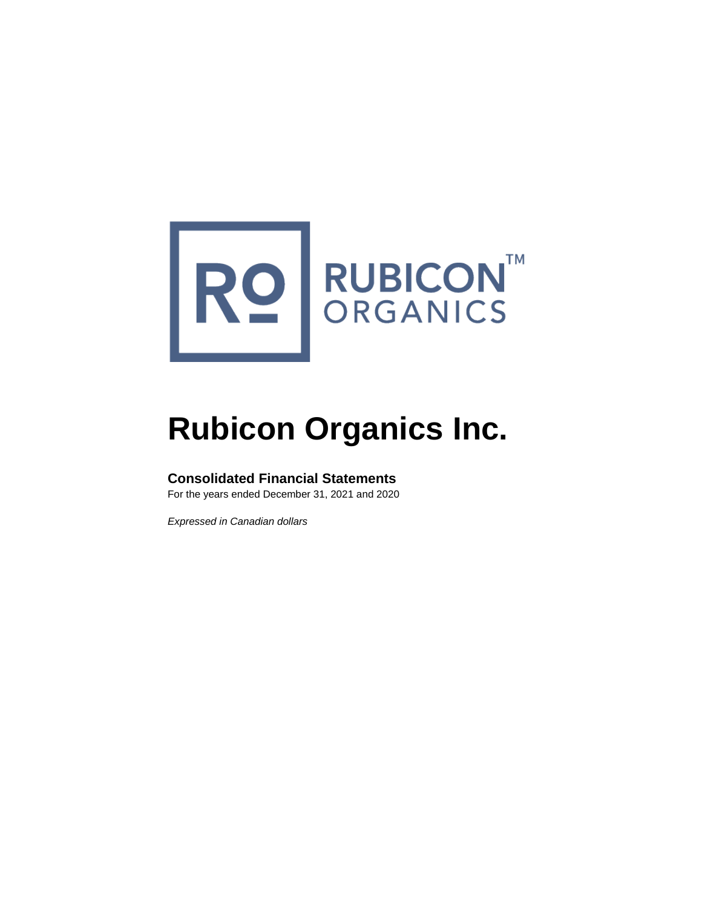# Rubicon Organics Inc.

## Consolidated Financial Statements

For the years ended December 31, 2021 and 2020

*Expressed in Canadian dollars*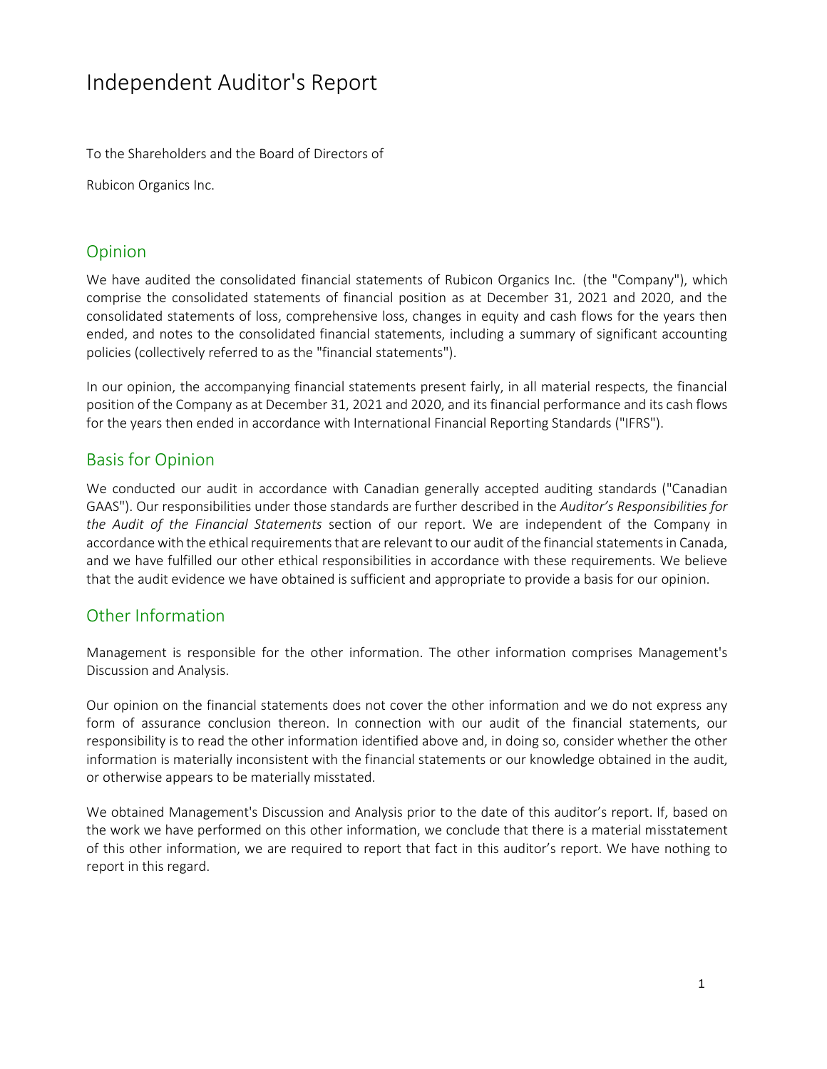# Independent Auditor's Report

To the Shareholders and the Board of Directors of

Rubicon Organics Inc.

## Opinion

We have audited the consolidated financial statements of Rubicon Organics Inc. (the "Company"), which comprise the consolidated statements of financial position as at December 31, 2021 and 2020, and the consolidated statements of loss, comprehensive loss, changes in equity and cash flows for the years then ended, and notes to the consolidated financial statements, including a summary of significant accounting policies (collectively referred to as the "financial statements").

In our opinion, the accompanying financial statements present fairly, in all material respects, the financial position of the Company as at December 31, 2021 and 2020, and its financial performance and its cash flows for the years then ended in accordance with International Financial Reporting Standards ("IFRS").

## Basis for Opinion

We conducted our audit in accordance with Canadian generally accepted auditing standards ("Canadian GAAS"). Our responsibilities under those standards are further described in the *Auditor's Responsibilities for the Audit of the Financial Statements* section of our report. We are independent of the Company in accordance with the ethical requirements that are relevant to our audit of the financial statements in Canada, and we have fulfilled our other ethical responsibilities in accordance with these requirements. We believe that the audit evidence we have obtained is sufficient and appropriate to provide a basis for our opinion.

## Other Information

Management is responsible for the other information. The other information comprises Management's Discussion and Analysis.

Our opinion on the financial statements does not cover the other information and we do not express any form of assurance conclusion thereon. In connection with our audit of the financial statements, our responsibility is to read the other information identified above and, in doing so, consider whether the other information is materially inconsistent with the financial statements or our knowledge obtained in the audit, or otherwise appears to be materially misstated.

We obtained Management's Discussion and Analysis prior to the date of this auditor's report. If, based on the work we have performed on this other information, we conclude that there is a material misstatement of this other information, we are required to report that fact in this auditor's report. We have nothing to report in this regard.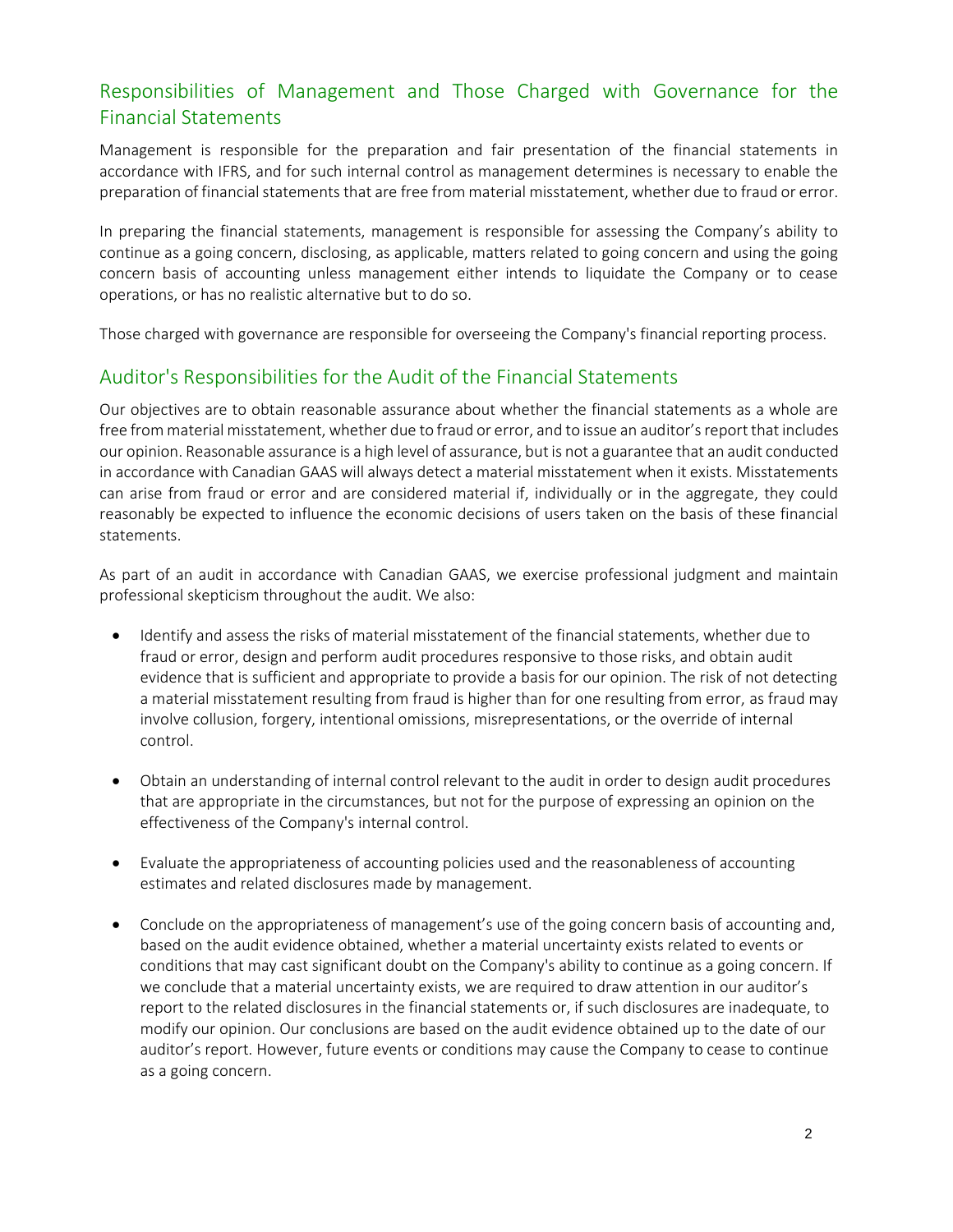## Responsibilities of Management and Those Charged with Governance for the Financial Statements

Management is responsible for the preparation and fair presentation of the financial statements in accordance with IFRS, and for such internal control as management determines is necessary to enable the preparation of financial statements that are free from material misstatement, whether due to fraud or error.

In preparing the financial statements, management is responsible for assessing the Company's ability to continue as a going concern, disclosing, as applicable, matters related to going concern and using the going concern basis of accounting unless management either intends to liquidate the Company or to cease operations, or has no realistic alternative but to do so.

Those charged with governance are responsible for overseeing the Company's financial reporting process.

## Auditor's Responsibilities for the Audit of the Financial Statements

Our objectives are to obtain reasonable assurance about whether the financial statements as a whole are free from material misstatement, whether due to fraud or error, and to issue an auditor's report that includes our opinion. Reasonable assurance is a high level of assurance, but is not a guarantee that an audit conducted in accordance with Canadian GAAS will always detect a material misstatement when it exists. Misstatements can arise from fraud or error and are considered material if, individually or in the aggregate, they could reasonably be expected to influence the economic decisions of users taken on the basis of these financial statements.

As part of an audit in accordance with Canadian GAAS, we exercise professional judgment and maintain professional skepticism throughout the audit. We also:

- Identify and assess the risks of material misstatement of the financial statements, whether due to fraud or error, design and perform audit procedures responsive to those risks, and obtain audit evidence that is sufficient and appropriate to provide a basis for our opinion. The risk of not detecting a material misstatement resulting from fraud is higher than for one resulting from error, as fraud may involve collusion, forgery, intentional omissions, misrepresentations, or the override of internal control.

- Obtain an understanding of internal control relevant to the audit in order to design audit procedures that are appropriate in the circumstances, but not for the purpose of expressing an opinion on the effectiveness of the Company's internal control.

- Evaluate the appropriateness of accounting policies used and the reasonableness of accounting estimates and related disclosures made by management.

- Conclude on the appropriateness of management's use of the going concern basis of accounting and, based on the audit evidence obtained, whether a material uncertainty exists related to events or conditions that may cast significant doubt on the Company's ability to continue as a going concern. If we conclude that a material uncertainty exists, we are required to draw attention in our auditor's report to the related disclosures in the financial statements or, if such disclosures are inadequate, to modify our opinion. Our conclusions are based on the audit evidence obtained up to the date of our auditor's report. However, future events or conditions may cause the Company to cease to continue as a going concern.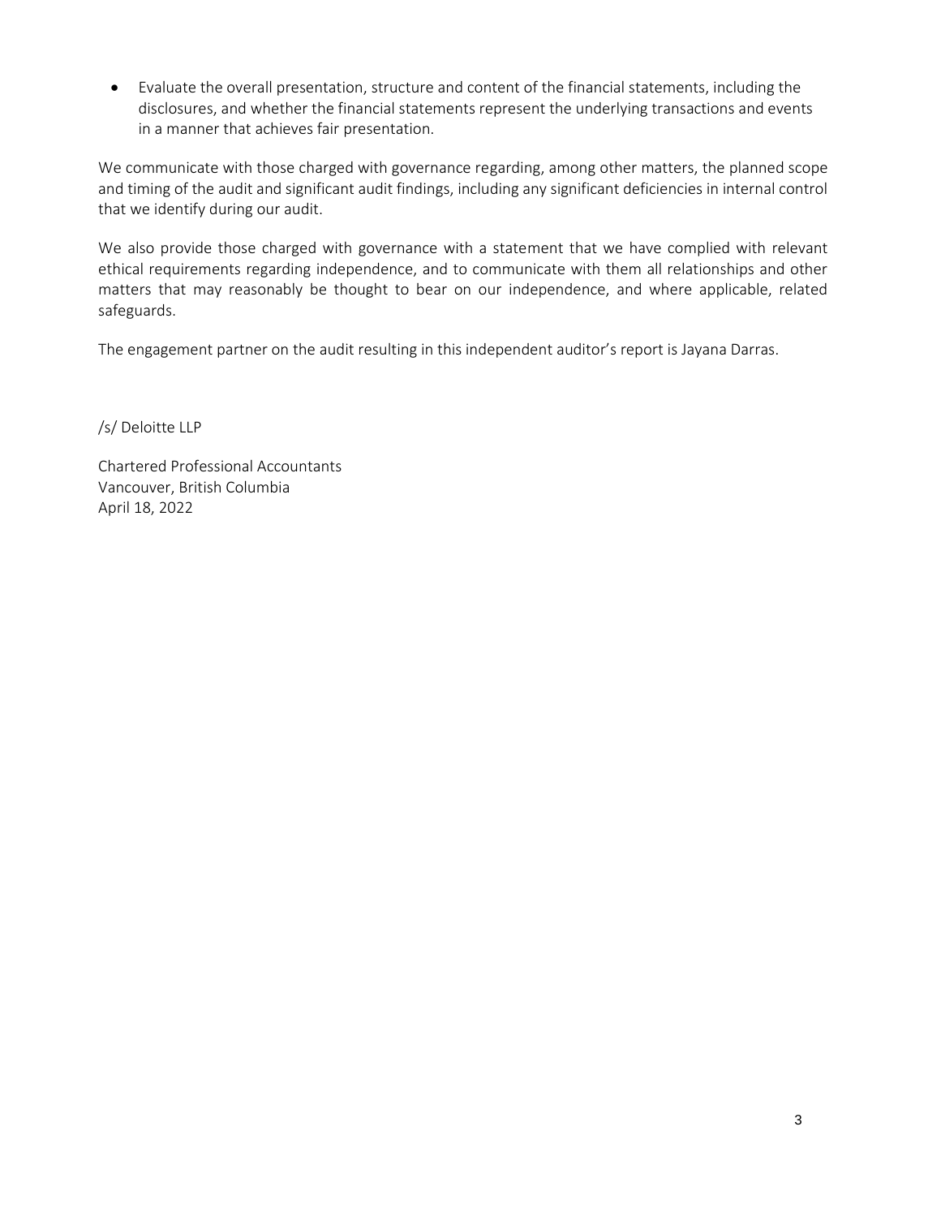- Evaluate the overall presentation, structure and content of the financial statements, including the disclosures, and whether the financial statements represent the underlying transactions and events in a manner that achieves fair presentation.

We communicate with those charged with governance regarding, among other matters, the planned scope and timing of the audit and significant audit findings, including any significant deficiencies in internal control that we identify during our audit.

We also provide those charged with governance with a statement that we have complied with relevant ethical requirements regarding independence, and to communicate with them all relationships and other matters that may reasonably be thought to bear on our independence, and where applicable, related safeguards.

The engagement partner on the audit resulting in this independent auditor's report is Jayana Darras.

/s/ Deloitte LLP

Chartered Professional Accountants
Vancouver, British Columbia
April 18, 2022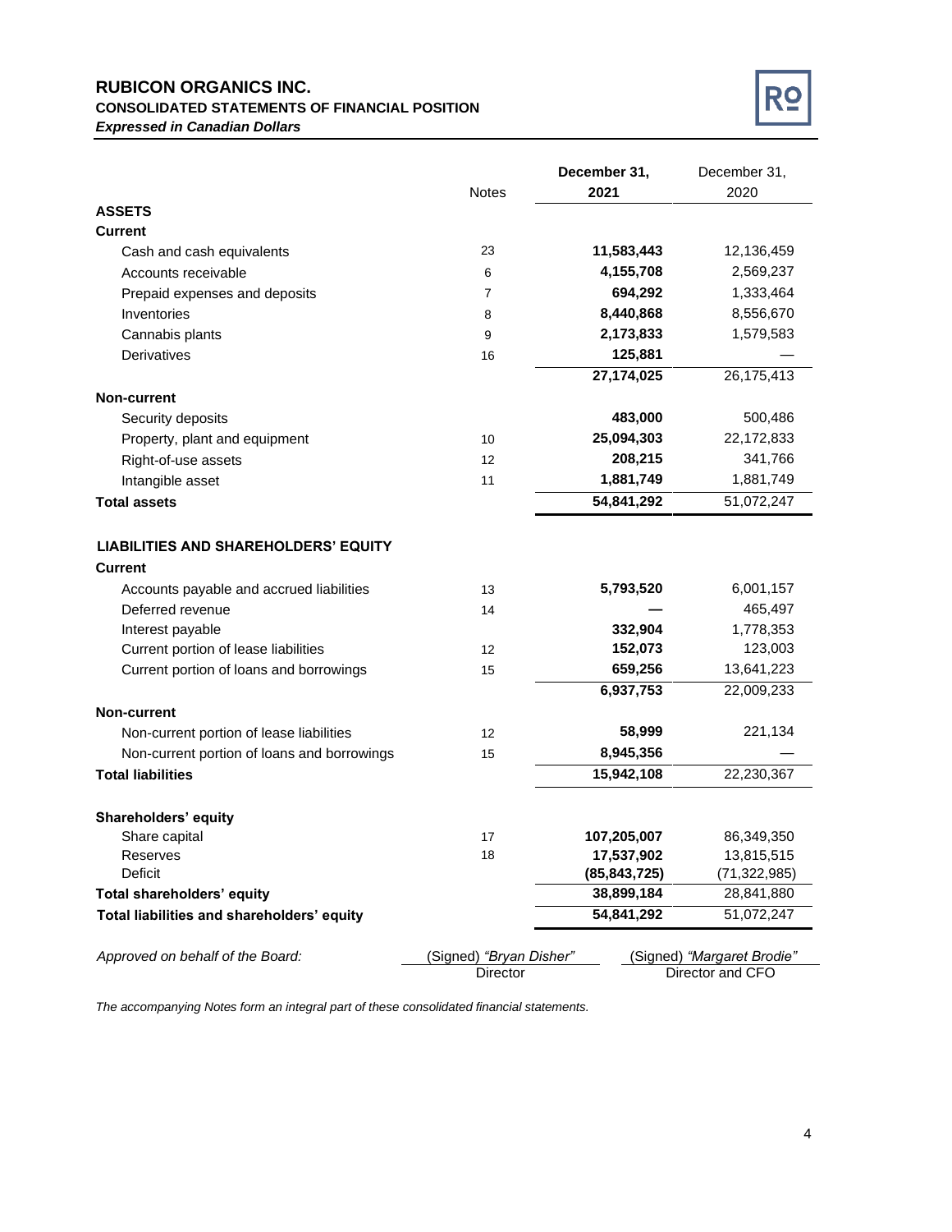# RUBICON ORGANICS INC.

**CONSOLIDATED STATEMENTS OF FINANCIAL POSITION**

***Expressed in Canadian Dollars***

| | Notes | **December 31, 2021** | December 31, 2020 |
|---|---|---|---|
| **ASSETS** | | | |
| **Current** | | | |
| Cash and cash equivalents | 23 | **11,583,443** | 12,136,459 |
| Accounts receivable | 6 | **4,155,708** | 2,569,237 |
| Prepaid expenses and deposits | 7 | **694,292** | 1,333,464 |
| Inventories | 8 | **8,440,868** | 8,556,670 |
| Cannabis plants | 9 | **2,173,833** | 1,579,583 |
| Derivatives | 16 | **125,881** | — |
| | | **27,174,025** | 26,175,413 |
| **Non-current** | | | |
| Security deposits | | **483,000** | 500,486 |
| Property, plant and equipment | 10 | **25,094,303** | 22,172,833 |
| Right-of-use assets | 12 | **208,215** | 341,766 |
| Intangible asset | 11 | **1,881,749** | 1,881,749 |
| **Total assets** | | **54,841,292** | 51,072,247 |
| | | | |
| **LIABILITIES AND SHAREHOLDERS' EQUITY** | | | |
| **Current** | | | |
| Accounts payable and accrued liabilities | 13 | **5,793,520** | 6,001,157 |
| Deferred revenue | 14 | **—** | 465,497 |
| Interest payable | | **332,904** | 1,778,353 |
| Current portion of lease liabilities | 12 | **152,073** | 123,003 |
| Current portion of loans and borrowings | 15 | **659,256** | 13,641,223 |
| | | **6,937,753** | 22,009,233 |
| **Non-current** | | | |
| Non-current portion of lease liabilities | 12 | **58,999** | 221,134 |
| Non-current portion of loans and borrowings | 15 | **8,945,356** | — |
| **Total liabilities** | | **15,942,108** | 22,230,367 |
| | | | |
| **Shareholders' equity** | | | |
| Share capital | 17 | **107,205,007** | 86,349,350 |
| Reserves | 18 | **17,537,902** | 13,815,515 |
| Deficit | | **(85,843,725)** | (71,322,985) |
| **Total shareholders' equity** | | **38,899,184** | 28,841,880 |
| **Total liabilities and shareholders' equity** | | **54,841,292** | 51,072,247 |

*Approved on behalf of the Board:*

(Signed) *"Bryan Disher"*
Director

(Signed) *"Margaret Brodie"*
Director and CFO

*The accompanying Notes form an integral part of these consolidated financial statements.*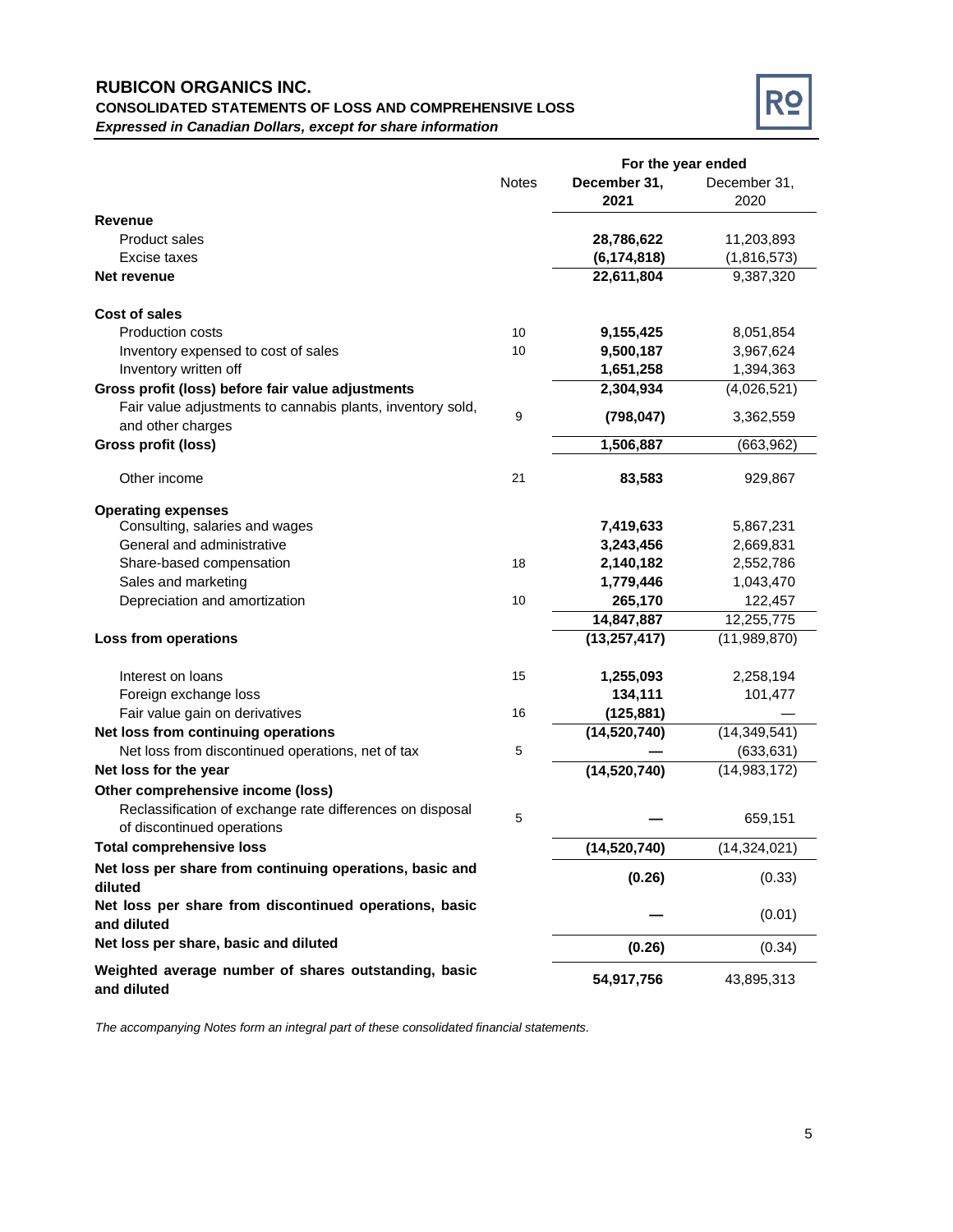# RUBICON ORGANICS INC.

## CONSOLIDATED STATEMENTS OF LOSS AND COMPREHENSIVE LOSS

***Expressed in Canadian Dollars, except for share information***

| | Notes | For the year ended | |
|---|---|---|---|
| | | **December 31, 2021** | December 31, 2020 |
| **Revenue** | | | |
| Product sales | | **28,786,622** | 11,203,893 |
| Excise taxes | | **(6,174,818)** | (1,816,573) |
| **Net revenue** | | **22,611,804** | 9,387,320 |
| **Cost of sales** | | | |
| Production costs | 10 | **9,155,425** | 8,051,854 |
| Inventory expensed to cost of sales | 10 | **9,500,187** | 3,967,624 |
| Inventory written off | | **1,651,258** | 1,394,363 |
| **Gross profit (loss) before fair value adjustments** | | **2,304,934** | (4,026,521) |
| Fair value adjustments to cannabis plants, inventory sold, and other charges | 9 | **(798,047)** | 3,362,559 |
| **Gross profit (loss)** | | **1,506,887** | (663,962) |
| Other income | 21 | **83,583** | 929,867 |
| **Operating expenses** | | | |
| Consulting, salaries and wages | | **7,419,633** | 5,867,231 |
| General and administrative | | **3,243,456** | 2,669,831 |
| Share-based compensation | 18 | **2,140,182** | 2,552,786 |
| Sales and marketing | | **1,779,446** | 1,043,470 |
| Depreciation and amortization | 10 | **265,170** | 122,457 |
| | | **14,847,887** | 12,255,775 |
| **Loss from operations** | | **(13,257,417)** | (11,989,870) |
| Interest on loans | 15 | **1,255,093** | 2,258,194 |
| Foreign exchange loss | | **134,111** | 101,477 |
| Fair value gain on derivatives | 16 | **(125,881)** | — |
| **Net loss from continuing operations** | | **(14,520,740)** | (14,349,541) |
| Net loss from discontinued operations, net of tax | 5 | **—** | (633,631) |
| **Net loss for the year** | | **(14,520,740)** | (14,983,172) |
| **Other comprehensive income (loss)** | | | |
| Reclassification of exchange rate differences on disposal of discontinued operations | 5 | **—** | 659,151 |
| **Total comprehensive loss** | | **(14,520,740)** | (14,324,021) |
| **Net loss per share from continuing operations, basic and diluted** | | **(0.26)** | (0.33) |
| **Net loss per share from discontinued operations, basic and diluted** | | **—** | (0.01) |
| **Net loss per share, basic and diluted** | | **(0.26)** | (0.34) |
| **Weighted average number of shares outstanding, basic and diluted** | | **54,917,756** | 43,895,313 |

*The accompanying Notes form an integral part of these consolidated financial statements.*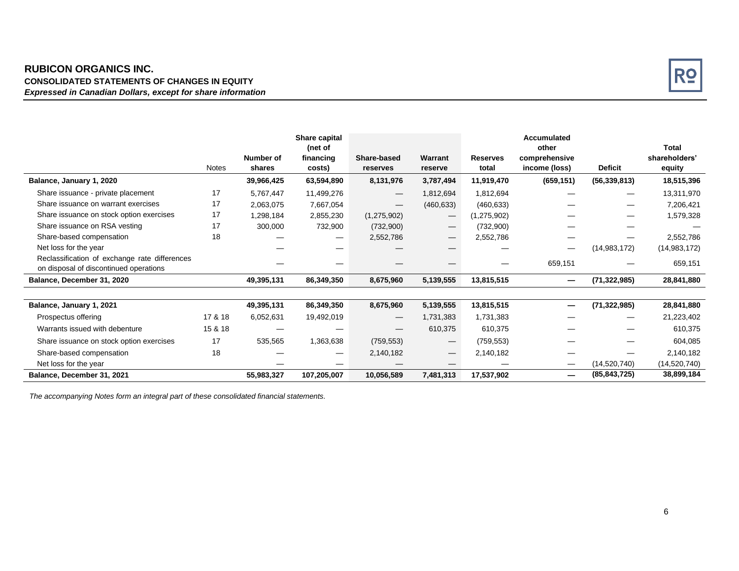**RUBICON ORGANICS INC.**
**CONSOLIDATED STATEMENTS OF CHANGES IN EQUITY**
***Expressed in Canadian Dollars, except for share information***

| | Notes | Number of shares | Share capital (net of financing costs) | Share-based reserves | Warrant reserve | Reserves total | Accumulated other comprehensive income (loss) | Deficit | Total shareholders' equity |
|---|---|---|---|---|---|---|---|---|---|
| **Balance, January 1, 2020** | | **39,966,425** | **63,594,890** | **8,131,976** | **3,787,494** | **11,919,470** | **(659,151)** | **(56,339,813)** | **18,515,396** |
| Share issuance - private placement | 17 | 5,767,447 | 11,499,276 | — | 1,812,694 | 1,812,694 | — | — | 13,311,970 |
| Share issuance on warrant exercises | 17 | 2,063,075 | 7,667,054 | — | (460,633) | (460,633) | — | — | 7,206,421 |
| Share issuance on stock option exercises | 17 | 1,298,184 | 2,855,230 | (1,275,902) | — | (1,275,902) | — | — | 1,579,328 |
| Share issuance on RSA vesting | 17 | 300,000 | 732,900 | (732,900) | — | (732,900) | — | — | — |
| Share-based compensation | 18 | — | — | 2,552,786 | — | 2,552,786 | — | — | 2,552,786 |
| Net loss for the year | | — | — | — | — | — | — | (14,983,172) | (14,983,172) |
| Reclassification of exchange rate differences on disposal of discontinued operations | | — | — | — | — | — | 659,151 | — | 659,151 |
| **Balance, December 31, 2020** | | **49,395,131** | **86,349,350** | **8,675,960** | **5,139,555** | **13,815,515** | **—** | **(71,322,985)** | **28,841,880** |
| | | | | | | | | | |
| **Balance, January 1, 2021** | | **49,395,131** | **86,349,350** | **8,675,960** | **5,139,555** | **13,815,515** | **—** | **(71,322,985)** | **28,841,880** |
| Prospectus offering | 17 & 18 | 6,052,631 | 19,492,019 | — | 1,731,383 | 1,731,383 | — | — | 21,223,402 |
| Warrants issued with debenture | 15 & 18 | — | — | — | 610,375 | 610,375 | — | — | 610,375 |
| Share issuance on stock option exercises | 17 | 535,565 | 1,363,638 | (759,553) | — | (759,553) | — | — | 604,085 |
| Share-based compensation | 18 | — | — | 2,140,182 | — | 2,140,182 | — | — | 2,140,182 |
| Net loss for the year | | — | — | — | — | — | — | (14,520,740) | (14,520,740) |
| **Balance, December 31, 2021** | | **55,983,327** | **107,205,007** | **10,056,589** | **7,481,313** | **17,537,902** | **—** | **(85,843,725)** | **38,899,184** |

*The accompanying Notes form an integral part of these consolidated financial statements.*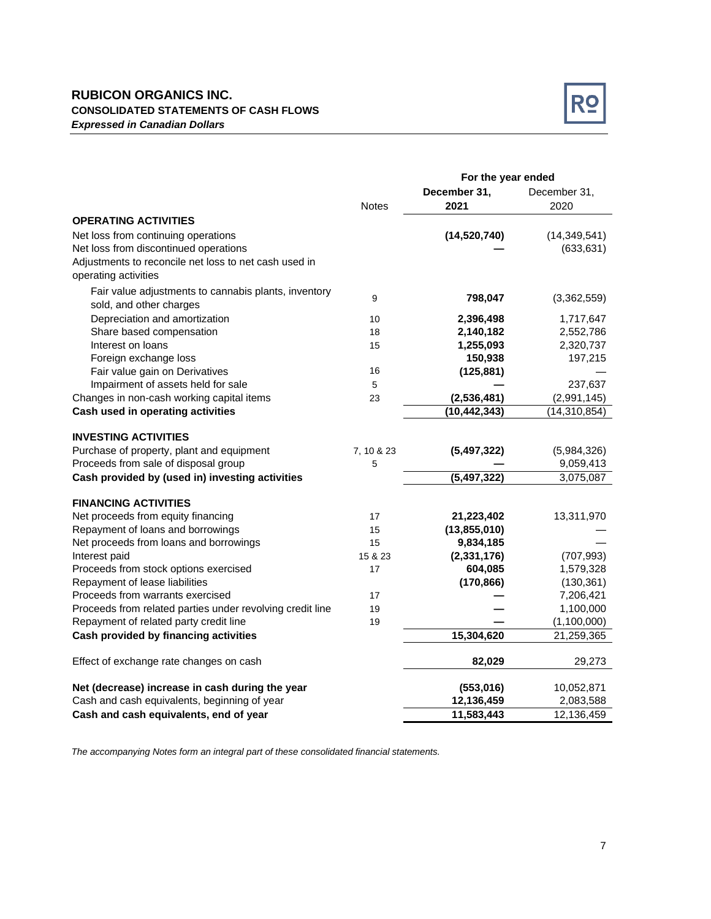# RUBICON ORGANICS INC.

**CONSOLIDATED STATEMENTS OF CASH FLOWS**

***Expressed in Canadian Dollars***

| | Notes | For the year ended December 31, 2021 | December 31, 2020 |
|---|---|---|---|
| **OPERATING ACTIVITIES** | | | |
| Net loss from continuing operations | | **(14,520,740)** | (14,349,541) |
| Net loss from discontinued operations | | **—** | (633,631) |
| Adjustments to reconcile net loss to net cash used in operating activities | | | |
| Fair value adjustments to cannabis plants, inventory sold, and other charges | 9 | **798,047** | (3,362,559) |
| Depreciation and amortization | 10 | **2,396,498** | 1,717,647 |
| Share based compensation | 18 | **2,140,182** | 2,552,786 |
| Interest on loans | 15 | **1,255,093** | 2,320,737 |
| Foreign exchange loss | | **150,938** | 197,215 |
| Fair value gain on Derivatives | 16 | **(125,881)** | — |
| Impairment of assets held for sale | 5 | **—** | 237,637 |
| Changes in non-cash working capital items | 23 | **(2,536,481)** | (2,991,145) |
| **Cash used in operating activities** | | **(10,442,343)** | (14,310,854) |
| **INVESTING ACTIVITIES** | | | |
| Purchase of property, plant and equipment | 7, 10 & 23 | **(5,497,322)** | (5,984,326) |
| Proceeds from sale of disposal group | 5 | **—** | 9,059,413 |
| **Cash provided by (used in) investing activities** | | **(5,497,322)** | 3,075,087 |
| **FINANCING ACTIVITIES** | | | |
| Net proceeds from equity financing | 17 | **21,223,402** | 13,311,970 |
| Repayment of loans and borrowings | 15 | **(13,855,010)** | — |
| Net proceeds from loans and borrowings | 15 | **9,834,185** | — |
| Interest paid | 15 & 23 | **(2,331,176)** | (707,993) |
| Proceeds from stock options exercised | 17 | **604,085** | 1,579,328 |
| Repayment of lease liabilities | | **(170,866)** | (130,361) |
| Proceeds from warrants exercised | 17 | **—** | 7,206,421 |
| Proceeds from related parties under revolving credit line | 19 | **—** | 1,100,000 |
| Repayment of related party credit line | 19 | **—** | (1,100,000) |
| **Cash provided by financing activities** | | **15,304,620** | 21,259,365 |
| Effect of exchange rate changes on cash | | **82,029** | 29,273 |
| **Net (decrease) increase in cash during the year** | | **(553,016)** | 10,052,871 |
| Cash and cash equivalents, beginning of year | | **12,136,459** | 2,083,588 |
| **Cash and cash equivalents, end of year** | | **11,583,443** | 12,136,459 |

*The accompanying Notes form an integral part of these consolidated financial statements.*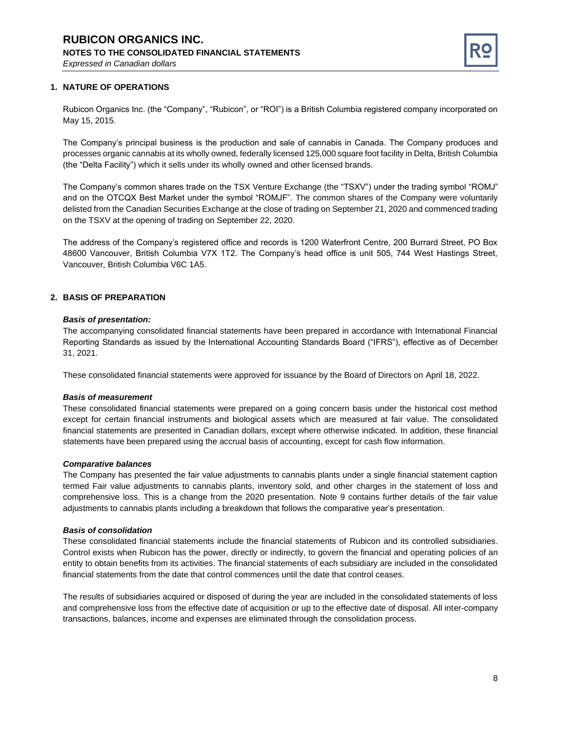## 1. NATURE OF OPERATIONS

Rubicon Organics Inc. (the "Company", "Rubicon", or "ROI") is a British Columbia registered company incorporated on May 15, 2015.

The Company's principal business is the production and sale of cannabis in Canada. The Company produces and processes organic cannabis at its wholly owned, federally licensed 125,000 square foot facility in Delta, British Columbia (the "Delta Facility") which it sells under its wholly owned and other licensed brands.

The Company's common shares trade on the TSX Venture Exchange (the "TSXV") under the trading symbol "ROMJ" and on the OTCQX Best Market under the symbol "ROMJF". The common shares of the Company were voluntarily delisted from the Canadian Securities Exchange at the close of trading on September 21, 2020 and commenced trading on the TSXV at the opening of trading on September 22, 2020.

The address of the Company's registered office and records is 1200 Waterfront Centre, 200 Burrard Street, PO Box 48600 Vancouver, British Columbia V7X 1T2. The Company's head office is unit 505, 744 West Hastings Street, Vancouver, British Columbia V6C 1A5.

## 2. BASIS OF PREPARATION

***Basis of presentation:***

The accompanying consolidated financial statements have been prepared in accordance with International Financial Reporting Standards as issued by the International Accounting Standards Board ("IFRS"), effective as of December 31, 2021.

These consolidated financial statements were approved for issuance by the Board of Directors on April 18, 2022.

***Basis of measurement***

These consolidated financial statements were prepared on a going concern basis under the historical cost method except for certain financial instruments and biological assets which are measured at fair value. The consolidated financial statements are presented in Canadian dollars, except where otherwise indicated. In addition, these financial statements have been prepared using the accrual basis of accounting, except for cash flow information.

***Comparative balances***

The Company has presented the fair value adjustments to cannabis plants under a single financial statement caption termed Fair value adjustments to cannabis plants, inventory sold, and other charges in the statement of loss and comprehensive loss. This is a change from the 2020 presentation. Note 9 contains further details of the fair value adjustments to cannabis plants including a breakdown that follows the comparative year's presentation.

***Basis of consolidation***

These consolidated financial statements include the financial statements of Rubicon and its controlled subsidiaries. Control exists when Rubicon has the power, directly or indirectly, to govern the financial and operating policies of an entity to obtain benefits from its activities. The financial statements of each subsidiary are included in the consolidated financial statements from the date that control commences until the date that control ceases.

The results of subsidiaries acquired or disposed of during the year are included in the consolidated statements of loss and comprehensive loss from the effective date of acquisition or up to the effective date of disposal. All inter-company transactions, balances, income and expenses are eliminated through the consolidation process.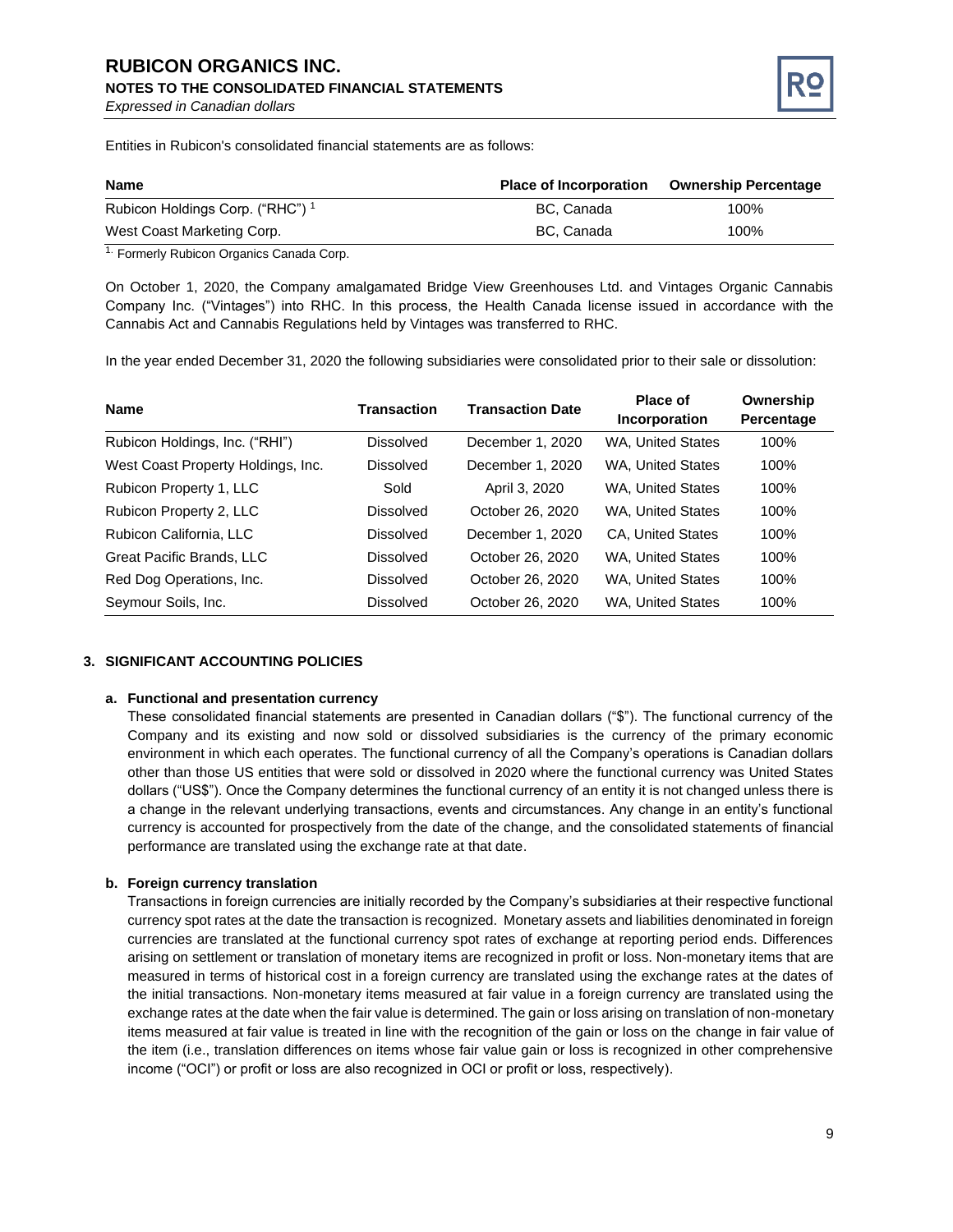Entities in Rubicon's consolidated financial statements are as follows:

| Name | Place of Incorporation | Ownership Percentage |
|---|---|---|
| Rubicon Holdings Corp. ("RHC") [1] | BC, Canada | 100% |
| West Coast Marketing Corp. | BC, Canada | 100% |

[1] Formerly Rubicon Organics Canada Corp.

On October 1, 2020, the Company amalgamated Bridge View Greenhouses Ltd. and Vintages Organic Cannabis Company Inc. ("Vintages") into RHC. In this process, the Health Canada license issued in accordance with the Cannabis Act and Cannabis Regulations held by Vintages was transferred to RHC.

In the year ended December 31, 2020 the following subsidiaries were consolidated prior to their sale or dissolution:

| Name | Transaction | Transaction Date | Place of Incorporation | Ownership Percentage |
|---|---|---|---|---|
| Rubicon Holdings, Inc. ("RHI") | Dissolved | December 1, 2020 | WA, United States | 100% |
| West Coast Property Holdings, Inc. | Dissolved | December 1, 2020 | WA, United States | 100% |
| Rubicon Property 1, LLC | Sold | April 3, 2020 | WA, United States | 100% |
| Rubicon Property 2, LLC | Dissolved | October 26, 2020 | WA, United States | 100% |
| Rubicon California, LLC | Dissolved | December 1, 2020 | CA, United States | 100% |
| Great Pacific Brands, LLC | Dissolved | October 26, 2020 | WA, United States | 100% |
| Red Dog Operations, Inc. | Dissolved | October 26, 2020 | WA, United States | 100% |
| Seymour Soils, Inc. | Dissolved | October 26, 2020 | WA, United States | 100% |

## 3. SIGNIFICANT ACCOUNTING POLICIES

### a. Functional and presentation currency

These consolidated financial statements are presented in Canadian dollars ("$"). The functional currency of the Company and its existing and now sold or dissolved subsidiaries is the currency of the primary economic environment in which each operates. The functional currency of all the Company's operations is Canadian dollars other than those US entities that were sold or dissolved in 2020 where the functional currency was United States dollars ("US$"). Once the Company determines the functional currency of an entity it is not changed unless there is a change in the relevant underlying transactions, events and circumstances. Any change in an entity's functional currency is accounted for prospectively from the date of the change, and the consolidated statements of financial performance are translated using the exchange rate at that date.

### b. Foreign currency translation

Transactions in foreign currencies are initially recorded by the Company's subsidiaries at their respective functional currency spot rates at the date the transaction is recognized. Monetary assets and liabilities denominated in foreign currencies are translated at the functional currency spot rates of exchange at reporting period ends. Differences arising on settlement or translation of monetary items are recognized in profit or loss. Non-monetary items that are measured in terms of historical cost in a foreign currency are translated using the exchange rates at the dates of the initial transactions. Non-monetary items measured at fair value in a foreign currency are translated using the exchange rates at the date when the fair value is determined. The gain or loss arising on translation of non-monetary items measured at fair value is treated in line with the recognition of the gain or loss on the change in fair value of the item (i.e., translation differences on items whose fair value gain or loss is recognized in other comprehensive income ("OCI") or profit or loss are also recognized in OCI or profit or loss, respectively).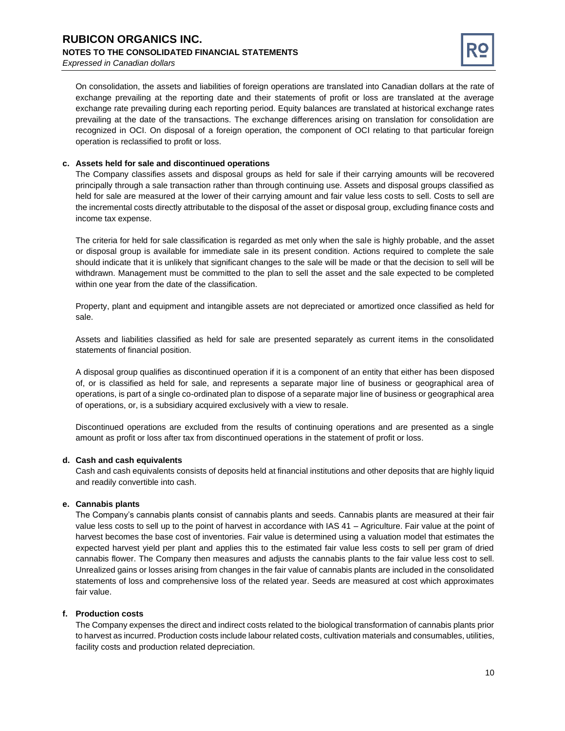On consolidation, the assets and liabilities of foreign operations are translated into Canadian dollars at the rate of exchange prevailing at the reporting date and their statements of profit or loss are translated at the average exchange rate prevailing during each reporting period. Equity balances are translated at historical exchange rates prevailing at the date of the transactions. The exchange differences arising on translation for consolidation are recognized in OCI. On disposal of a foreign operation, the component of OCI relating to that particular foreign operation is reclassified to profit or loss.

**c. Assets held for sale and discontinued operations**

The Company classifies assets and disposal groups as held for sale if their carrying amounts will be recovered principally through a sale transaction rather than through continuing use. Assets and disposal groups classified as held for sale are measured at the lower of their carrying amount and fair value less costs to sell. Costs to sell are the incremental costs directly attributable to the disposal of the asset or disposal group, excluding finance costs and income tax expense.

The criteria for held for sale classification is regarded as met only when the sale is highly probable, and the asset or disposal group is available for immediate sale in its present condition. Actions required to complete the sale should indicate that it is unlikely that significant changes to the sale will be made or that the decision to sell will be withdrawn. Management must be committed to the plan to sell the asset and the sale expected to be completed within one year from the date of the classification.

Property, plant and equipment and intangible assets are not depreciated or amortized once classified as held for sale.

Assets and liabilities classified as held for sale are presented separately as current items in the consolidated statements of financial position.

A disposal group qualifies as discontinued operation if it is a component of an entity that either has been disposed of, or is classified as held for sale, and represents a separate major line of business or geographical area of operations, is part of a single co-ordinated plan to dispose of a separate major line of business or geographical area of operations, or, is a subsidiary acquired exclusively with a view to resale.

Discontinued operations are excluded from the results of continuing operations and are presented as a single amount as profit or loss after tax from discontinued operations in the statement of profit or loss.

**d. Cash and cash equivalents**

Cash and cash equivalents consists of deposits held at financial institutions and other deposits that are highly liquid and readily convertible into cash.

**e. Cannabis plants**

The Company's cannabis plants consist of cannabis plants and seeds. Cannabis plants are measured at their fair value less costs to sell up to the point of harvest in accordance with IAS 41 – Agriculture. Fair value at the point of harvest becomes the base cost of inventories. Fair value is determined using a valuation model that estimates the expected harvest yield per plant and applies this to the estimated fair value less costs to sell per gram of dried cannabis flower. The Company then measures and adjusts the cannabis plants to the fair value less cost to sell. Unrealized gains or losses arising from changes in the fair value of cannabis plants are included in the consolidated statements of loss and comprehensive loss of the related year. Seeds are measured at cost which approximates fair value.

**f. Production costs**

The Company expenses the direct and indirect costs related to the biological transformation of cannabis plants prior to harvest as incurred. Production costs include labour related costs, cultivation materials and consumables, utilities, facility costs and production related depreciation.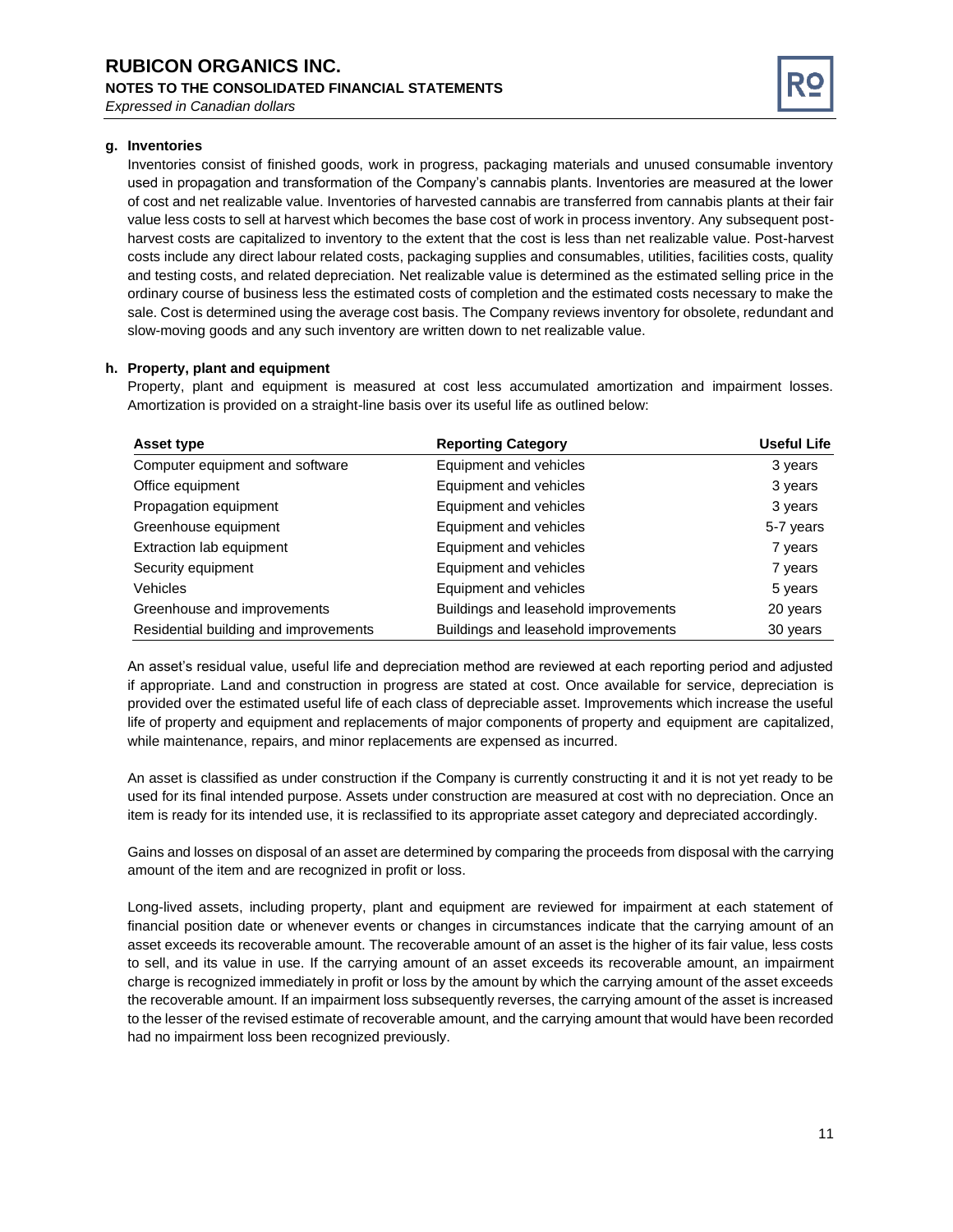### g. Inventories

Inventories consist of finished goods, work in progress, packaging materials and unused consumable inventory used in propagation and transformation of the Company's cannabis plants. Inventories are measured at the lower of cost and net realizable value. Inventories of harvested cannabis are transferred from cannabis plants at their fair value less costs to sell at harvest which becomes the base cost of work in process inventory. Any subsequent post-harvest costs are capitalized to inventory to the extent that the cost is less than net realizable value. Post-harvest costs include any direct labour related costs, packaging supplies and consumables, utilities, facilities costs, quality and testing costs, and related depreciation. Net realizable value is determined as the estimated selling price in the ordinary course of business less the estimated costs of completion and the estimated costs necessary to make the sale. Cost is determined using the average cost basis. The Company reviews inventory for obsolete, redundant and slow-moving goods and any such inventory are written down to net realizable value.

### h. Property, plant and equipment

Property, plant and equipment is measured at cost less accumulated amortization and impairment losses. Amortization is provided on a straight-line basis over its useful life as outlined below:

| Asset type | Reporting Category | Useful Life |
|---|---|---|
| Computer equipment and software | Equipment and vehicles | 3 years |
| Office equipment | Equipment and vehicles | 3 years |
| Propagation equipment | Equipment and vehicles | 3 years |
| Greenhouse equipment | Equipment and vehicles | 5-7 years |
| Extraction lab equipment | Equipment and vehicles | 7 years |
| Security equipment | Equipment and vehicles | 7 years |
| Vehicles | Equipment and vehicles | 5 years |
| Greenhouse and improvements | Buildings and leasehold improvements | 20 years |
| Residential building and improvements | Buildings and leasehold improvements | 30 years |

An asset's residual value, useful life and depreciation method are reviewed at each reporting period and adjusted if appropriate. Land and construction in progress are stated at cost. Once available for service, depreciation is provided over the estimated useful life of each class of depreciable asset. Improvements which increase the useful life of property and equipment and replacements of major components of property and equipment are capitalized, while maintenance, repairs, and minor replacements are expensed as incurred.

An asset is classified as under construction if the Company is currently constructing it and it is not yet ready to be used for its final intended purpose. Assets under construction are measured at cost with no depreciation. Once an item is ready for its intended use, it is reclassified to its appropriate asset category and depreciated accordingly.

Gains and losses on disposal of an asset are determined by comparing the proceeds from disposal with the carrying amount of the item and are recognized in profit or loss.

Long-lived assets, including property, plant and equipment are reviewed for impairment at each statement of financial position date or whenever events or changes in circumstances indicate that the carrying amount of an asset exceeds its recoverable amount. The recoverable amount of an asset is the higher of its fair value, less costs to sell, and its value in use. If the carrying amount of an asset exceeds its recoverable amount, an impairment charge is recognized immediately in profit or loss by the amount by which the carrying amount of the asset exceeds the recoverable amount. If an impairment loss subsequently reverses, the carrying amount of the asset is increased to the lesser of the revised estimate of recoverable amount, and the carrying amount that would have been recorded had no impairment loss been recognized previously.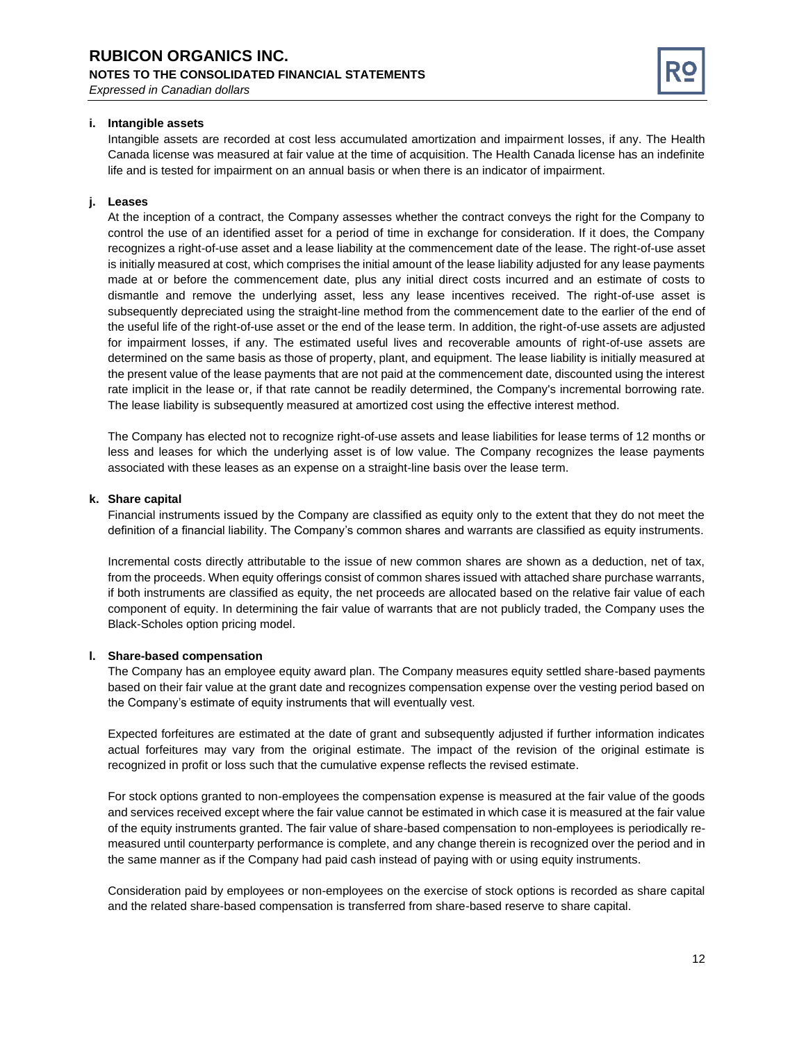### i. Intangible assets

Intangible assets are recorded at cost less accumulated amortization and impairment losses, if any. The Health Canada license was measured at fair value at the time of acquisition. The Health Canada license has an indefinite life and is tested for impairment on an annual basis or when there is an indicator of impairment.

### j. Leases

At the inception of a contract, the Company assesses whether the contract conveys the right for the Company to control the use of an identified asset for a period of time in exchange for consideration. If it does, the Company recognizes a right-of-use asset and a lease liability at the commencement date of the lease. The right-of-use asset is initially measured at cost, which comprises the initial amount of the lease liability adjusted for any lease payments made at or before the commencement date, plus any initial direct costs incurred and an estimate of costs to dismantle and remove the underlying asset, less any lease incentives received. The right-of-use asset is subsequently depreciated using the straight-line method from the commencement date to the earlier of the end of the useful life of the right-of-use asset or the end of the lease term. In addition, the right-of-use assets are adjusted for impairment losses, if any. The estimated useful lives and recoverable amounts of right-of-use assets are determined on the same basis as those of property, plant, and equipment. The lease liability is initially measured at the present value of the lease payments that are not paid at the commencement date, discounted using the interest rate implicit in the lease or, if that rate cannot be readily determined, the Company's incremental borrowing rate. The lease liability is subsequently measured at amortized cost using the effective interest method.

The Company has elected not to recognize right-of-use assets and lease liabilities for lease terms of 12 months or less and leases for which the underlying asset is of low value. The Company recognizes the lease payments associated with these leases as an expense on a straight-line basis over the lease term.

### k. Share capital

Financial instruments issued by the Company are classified as equity only to the extent that they do not meet the definition of a financial liability. The Company's common shares and warrants are classified as equity instruments.

Incremental costs directly attributable to the issue of new common shares are shown as a deduction, net of tax, from the proceeds. When equity offerings consist of common shares issued with attached share purchase warrants, if both instruments are classified as equity, the net proceeds are allocated based on the relative fair value of each component of equity. In determining the fair value of warrants that are not publicly traded, the Company uses the Black-Scholes option pricing model.

### l. Share-based compensation

The Company has an employee equity award plan. The Company measures equity settled share-based payments based on their fair value at the grant date and recognizes compensation expense over the vesting period based on the Company's estimate of equity instruments that will eventually vest.

Expected forfeitures are estimated at the date of grant and subsequently adjusted if further information indicates actual forfeitures may vary from the original estimate. The impact of the revision of the original estimate is recognized in profit or loss such that the cumulative expense reflects the revised estimate.

For stock options granted to non-employees the compensation expense is measured at the fair value of the goods and services received except where the fair value cannot be estimated in which case it is measured at the fair value of the equity instruments granted. The fair value of share-based compensation to non-employees is periodically re-measured until counterparty performance is complete, and any change therein is recognized over the period and in the same manner as if the Company had paid cash instead of paying with or using equity instruments.

Consideration paid by employees or non-employees on the exercise of stock options is recorded as share capital and the related share-based compensation is transferred from share-based reserve to share capital.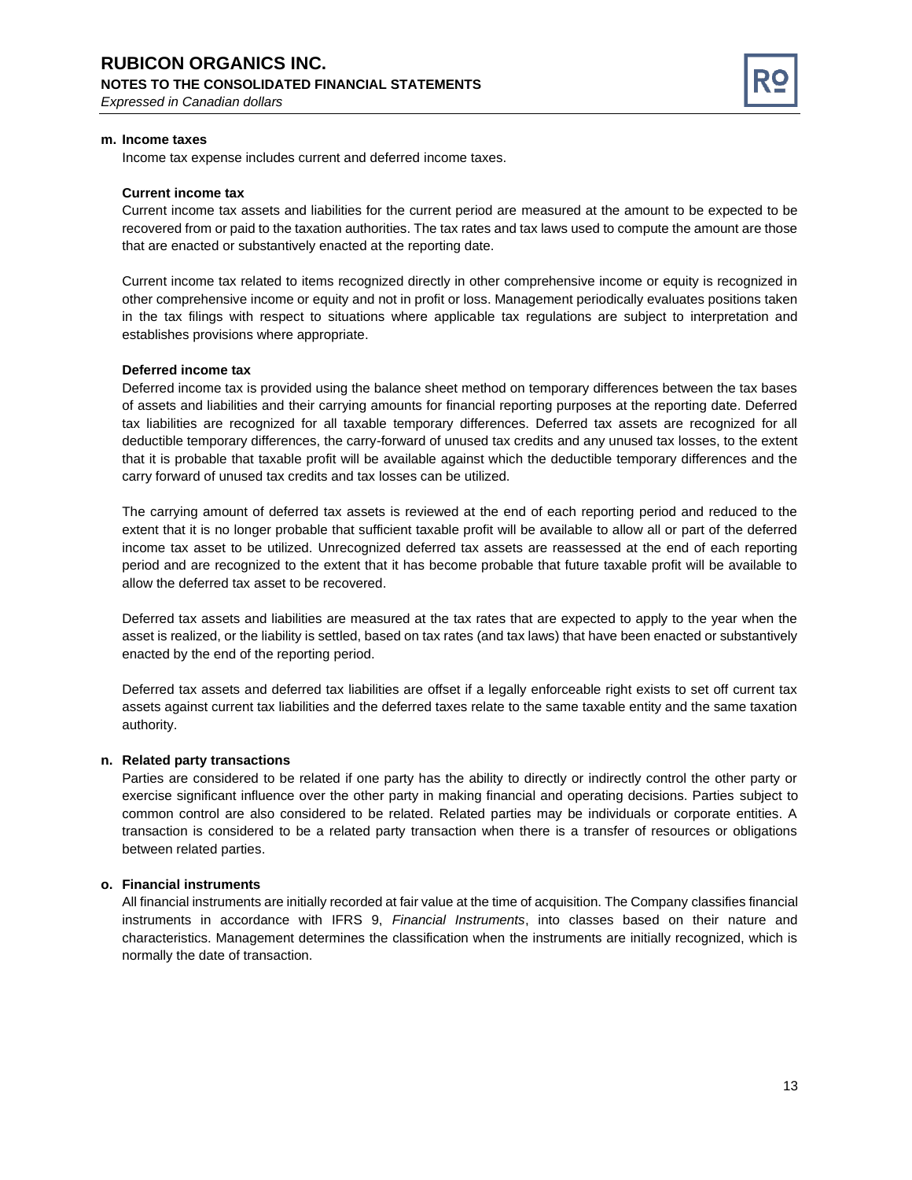### m. Income taxes

Income tax expense includes current and deferred income taxes.

**Current income tax**

Current income tax assets and liabilities for the current period are measured at the amount to be expected to be recovered from or paid to the taxation authorities. The tax rates and tax laws used to compute the amount are those that are enacted or substantively enacted at the reporting date.

Current income tax related to items recognized directly in other comprehensive income or equity is recognized in other comprehensive income or equity and not in profit or loss. Management periodically evaluates positions taken in the tax filings with respect to situations where applicable tax regulations are subject to interpretation and establishes provisions where appropriate.

**Deferred income tax**

Deferred income tax is provided using the balance sheet method on temporary differences between the tax bases of assets and liabilities and their carrying amounts for financial reporting purposes at the reporting date. Deferred tax liabilities are recognized for all taxable temporary differences. Deferred tax assets are recognized for all deductible temporary differences, the carry-forward of unused tax credits and any unused tax losses, to the extent that it is probable that taxable profit will be available against which the deductible temporary differences and the carry forward of unused tax credits and tax losses can be utilized.

The carrying amount of deferred tax assets is reviewed at the end of each reporting period and reduced to the extent that it is no longer probable that sufficient taxable profit will be available to allow all or part of the deferred income tax asset to be utilized. Unrecognized deferred tax assets are reassessed at the end of each reporting period and are recognized to the extent that it has become probable that future taxable profit will be available to allow the deferred tax asset to be recovered.

Deferred tax assets and liabilities are measured at the tax rates that are expected to apply to the year when the asset is realized, or the liability is settled, based on tax rates (and tax laws) that have been enacted or substantively enacted by the end of the reporting period.

Deferred tax assets and deferred tax liabilities are offset if a legally enforceable right exists to set off current tax assets against current tax liabilities and the deferred taxes relate to the same taxable entity and the same taxation authority.

### n. Related party transactions

Parties are considered to be related if one party has the ability to directly or indirectly control the other party or exercise significant influence over the other party in making financial and operating decisions. Parties subject to common control are also considered to be related. Related parties may be individuals or corporate entities. A transaction is considered to be a related party transaction when there is a transfer of resources or obligations between related parties.

### o. Financial instruments

All financial instruments are initially recorded at fair value at the time of acquisition. The Company classifies financial instruments in accordance with IFRS 9, *Financial Instruments*, into classes based on their nature and characteristics. Management determines the classification when the instruments are initially recognized, which is normally the date of transaction.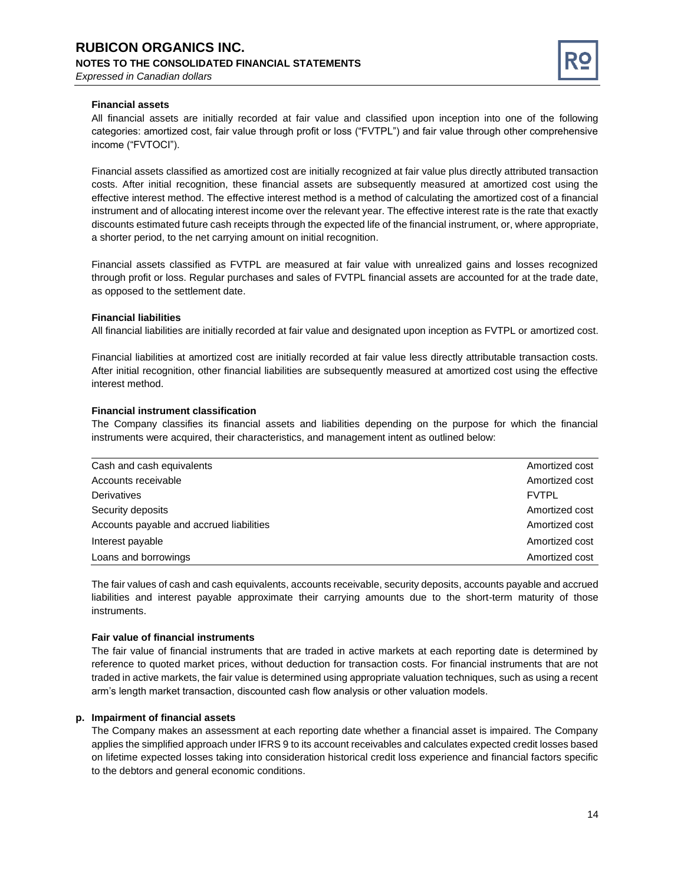**Financial assets**

All financial assets are initially recorded at fair value and classified upon inception into one of the following categories: amortized cost, fair value through profit or loss ("FVTPL") and fair value through other comprehensive income ("FVTOCI").

Financial assets classified as amortized cost are initially recognized at fair value plus directly attributed transaction costs. After initial recognition, these financial assets are subsequently measured at amortized cost using the effective interest method. The effective interest method is a method of calculating the amortized cost of a financial instrument and of allocating interest income over the relevant year. The effective interest rate is the rate that exactly discounts estimated future cash receipts through the expected life of the financial instrument, or, where appropriate, a shorter period, to the net carrying amount on initial recognition.

Financial assets classified as FVTPL are measured at fair value with unrealized gains and losses recognized through profit or loss. Regular purchases and sales of FVTPL financial assets are accounted for at the trade date, as opposed to the settlement date.

**Financial liabilities**

All financial liabilities are initially recorded at fair value and designated upon inception as FVTPL or amortized cost.

Financial liabilities at amortized cost are initially recorded at fair value less directly attributable transaction costs. After initial recognition, other financial liabilities are subsequently measured at amortized cost using the effective interest method.

**Financial instrument classification**

The Company classifies its financial assets and liabilities depending on the purpose for which the financial instruments were acquired, their characteristics, and management intent as outlined below:

| | |
|---|---|
| Cash and cash equivalents | Amortized cost |
| Accounts receivable | Amortized cost |
| Derivatives | FVTPL |
| Security deposits | Amortized cost |
| Accounts payable and accrued liabilities | Amortized cost |
| Interest payable | Amortized cost |
| Loans and borrowings | Amortized cost |

The fair values of cash and cash equivalents, accounts receivable, security deposits, accounts payable and accrued liabilities and interest payable approximate their carrying amounts due to the short-term maturity of those instruments.

**Fair value of financial instruments**

The fair value of financial instruments that are traded in active markets at each reporting date is determined by reference to quoted market prices, without deduction for transaction costs. For financial instruments that are not traded in active markets, the fair value is determined using appropriate valuation techniques, such as using a recent arm's length market transaction, discounted cash flow analysis or other valuation models.

**p. Impairment of financial assets**

The Company makes an assessment at each reporting date whether a financial asset is impaired. The Company applies the simplified approach under IFRS 9 to its account receivables and calculates expected credit losses based on lifetime expected losses taking into consideration historical credit loss experience and financial factors specific to the debtors and general economic conditions.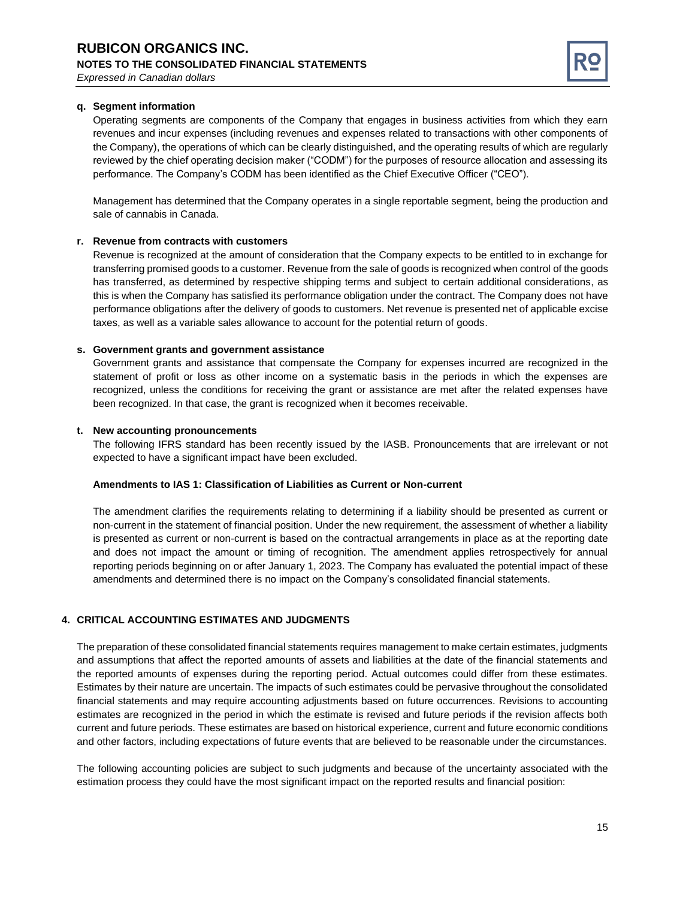#### q. Segment information

Operating segments are components of the Company that engages in business activities from which they earn revenues and incur expenses (including revenues and expenses related to transactions with other components of the Company), the operations of which can be clearly distinguished, and the operating results of which are regularly reviewed by the chief operating decision maker ("CODM") for the purposes of resource allocation and assessing its performance. The Company's CODM has been identified as the Chief Executive Officer ("CEO").

Management has determined that the Company operates in a single reportable segment, being the production and sale of cannabis in Canada.

#### r. Revenue from contracts with customers

Revenue is recognized at the amount of consideration that the Company expects to be entitled to in exchange for transferring promised goods to a customer. Revenue from the sale of goods is recognized when control of the goods has transferred, as determined by respective shipping terms and subject to certain additional considerations, as this is when the Company has satisfied its performance obligation under the contract. The Company does not have performance obligations after the delivery of goods to customers. Net revenue is presented net of applicable excise taxes, as well as a variable sales allowance to account for the potential return of goods.

#### s. Government grants and government assistance

Government grants and assistance that compensate the Company for expenses incurred are recognized in the statement of profit or loss as other income on a systematic basis in the periods in which the expenses are recognized, unless the conditions for receiving the grant or assistance are met after the related expenses have been recognized. In that case, the grant is recognized when it becomes receivable.

#### t. New accounting pronouncements

The following IFRS standard has been recently issued by the IASB. Pronouncements that are irrelevant or not expected to have a significant impact have been excluded.

**Amendments to IAS 1: Classification of Liabilities as Current or Non-current**

The amendment clarifies the requirements relating to determining if a liability should be presented as current or non-current in the statement of financial position. Under the new requirement, the assessment of whether a liability is presented as current or non-current is based on the contractual arrangements in place as at the reporting date and does not impact the amount or timing of recognition. The amendment applies retrospectively for annual reporting periods beginning on or after January 1, 2023. The Company has evaluated the potential impact of these amendments and determined there is no impact on the Company's consolidated financial statements.

## 4. CRITICAL ACCOUNTING ESTIMATES AND JUDGMENTS

The preparation of these consolidated financial statements requires management to make certain estimates, judgments and assumptions that affect the reported amounts of assets and liabilities at the date of the financial statements and the reported amounts of expenses during the reporting period. Actual outcomes could differ from these estimates. Estimates by their nature are uncertain. The impacts of such estimates could be pervasive throughout the consolidated financial statements and may require accounting adjustments based on future occurrences. Revisions to accounting estimates are recognized in the period in which the estimate is revised and future periods if the revision affects both current and future periods. These estimates are based on historical experience, current and future economic conditions and other factors, including expectations of future events that are believed to be reasonable under the circumstances.

The following accounting policies are subject to such judgments and because of the uncertainty associated with the estimation process they could have the most significant impact on the reported results and financial position: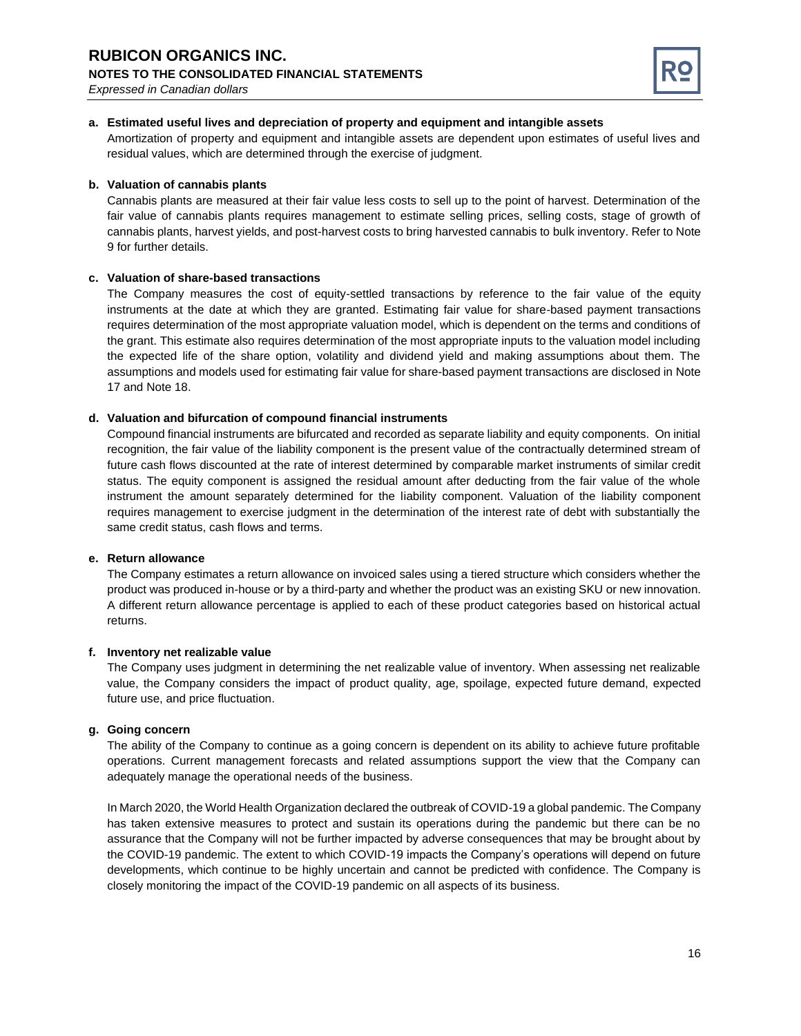**a. Estimated useful lives and depreciation of property and equipment and intangible assets**

Amortization of property and equipment and intangible assets are dependent upon estimates of useful lives and residual values, which are determined through the exercise of judgment.

**b. Valuation of cannabis plants**

Cannabis plants are measured at their fair value less costs to sell up to the point of harvest. Determination of the fair value of cannabis plants requires management to estimate selling prices, selling costs, stage of growth of cannabis plants, harvest yields, and post-harvest costs to bring harvested cannabis to bulk inventory. Refer to Note 9 for further details.

**c. Valuation of share-based transactions**

The Company measures the cost of equity-settled transactions by reference to the fair value of the equity instruments at the date at which they are granted. Estimating fair value for share-based payment transactions requires determination of the most appropriate valuation model, which is dependent on the terms and conditions of the grant. This estimate also requires determination of the most appropriate inputs to the valuation model including the expected life of the share option, volatility and dividend yield and making assumptions about them. The assumptions and models used for estimating fair value for share-based payment transactions are disclosed in Note 17 and Note 18.

**d. Valuation and bifurcation of compound financial instruments**

Compound financial instruments are bifurcated and recorded as separate liability and equity components. On initial recognition, the fair value of the liability component is the present value of the contractually determined stream of future cash flows discounted at the rate of interest determined by comparable market instruments of similar credit status. The equity component is assigned the residual amount after deducting from the fair value of the whole instrument the amount separately determined for the liability component. Valuation of the liability component requires management to exercise judgment in the determination of the interest rate of debt with substantially the same credit status, cash flows and terms.

**e. Return allowance**

The Company estimates a return allowance on invoiced sales using a tiered structure which considers whether the product was produced in-house or by a third-party and whether the product was an existing SKU or new innovation. A different return allowance percentage is applied to each of these product categories based on historical actual returns.

**f. Inventory net realizable value**

The Company uses judgment in determining the net realizable value of inventory. When assessing net realizable value, the Company considers the impact of product quality, age, spoilage, expected future demand, expected future use, and price fluctuation.

**g. Going concern**

The ability of the Company to continue as a going concern is dependent on its ability to achieve future profitable operations. Current management forecasts and related assumptions support the view that the Company can adequately manage the operational needs of the business.

In March 2020, the World Health Organization declared the outbreak of COVID-19 a global pandemic. The Company has taken extensive measures to protect and sustain its operations during the pandemic but there can be no assurance that the Company will not be further impacted by adverse consequences that may be brought about by the COVID-19 pandemic. The extent to which COVID-19 impacts the Company's operations will depend on future developments, which continue to be highly uncertain and cannot be predicted with confidence. The Company is closely monitoring the impact of the COVID-19 pandemic on all aspects of its business.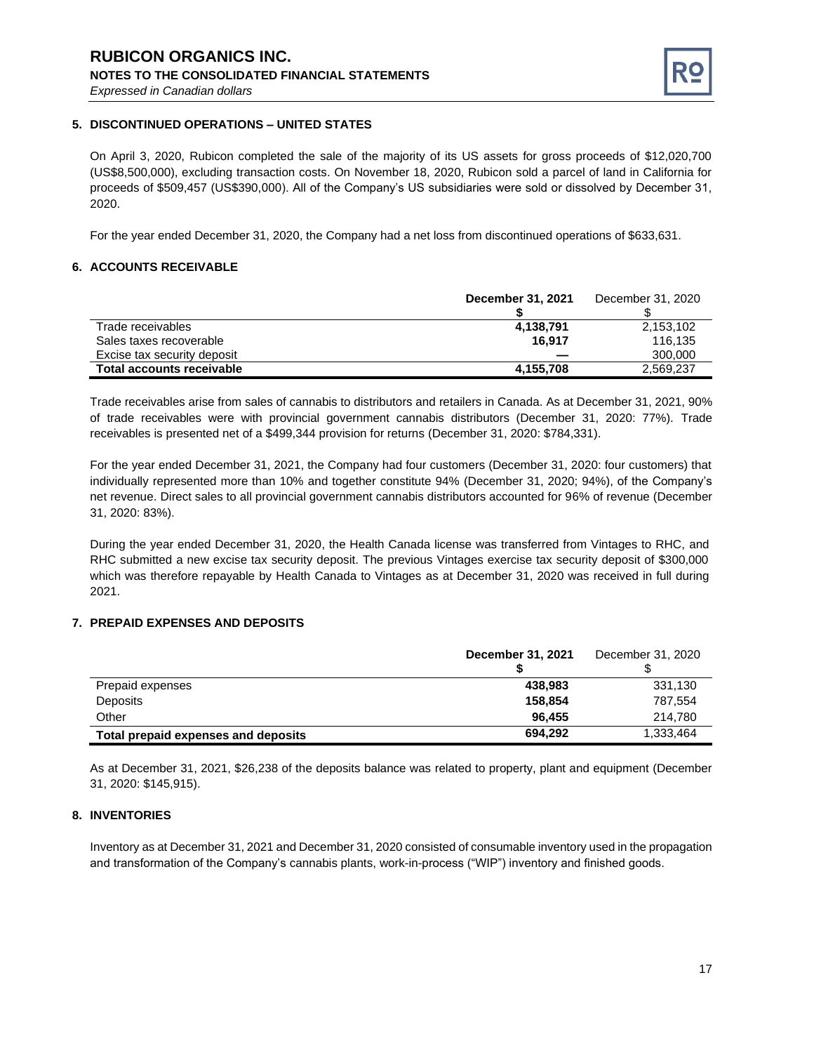## 5. DISCONTINUED OPERATIONS – UNITED STATES

On April 3, 2020, Rubicon completed the sale of the majority of its US assets for gross proceeds of $12,020,700 (US$8,500,000), excluding transaction costs. On November 18, 2020, Rubicon sold a parcel of land in California for proceeds of $509,457 (US$390,000). All of the Company's US subsidiaries were sold or dissolved by December 31, 2020.

For the year ended December 31, 2020, the Company had a net loss from discontinued operations of $633,631.

## 6. ACCOUNTS RECEIVABLE

| | **December 31, 2021** | December 31, 2020 |
|---|---|---|
| | **$** | $ |
| Trade receivables | **4,138,791** | 2,153,102 |
| Sales taxes recoverable | **16,917** | 116,135 |
| Excise tax security deposit | **—** | 300,000 |
| **Total accounts receivable** | **4,155,708** | 2,569,237 |

Trade receivables arise from sales of cannabis to distributors and retailers in Canada. As at December 31, 2021, 90% of trade receivables were with provincial government cannabis distributors (December 31, 2020: 77%). Trade receivables is presented net of a $499,344 provision for returns (December 31, 2020: $784,331).

For the year ended December 31, 2021, the Company had four customers (December 31, 2020: four customers) that individually represented more than 10% and together constitute 94% (December 31, 2020; 94%), of the Company's net revenue. Direct sales to all provincial government cannabis distributors accounted for 96% of revenue (December 31, 2020: 83%).

During the year ended December 31, 2020, the Health Canada license was transferred from Vintages to RHC, and RHC submitted a new excise tax security deposit. The previous Vintages exercise tax security deposit of $300,000 which was therefore repayable by Health Canada to Vintages as at December 31, 2020 was received in full during 2021.

## 7. PREPAID EXPENSES AND DEPOSITS

| | **December 31, 2021** | December 31, 2020 |
|---|---|---|
| | **$** | $ |
| Prepaid expenses | **438,983** | 331,130 |
| Deposits | **158,854** | 787,554 |
| Other | **96,455** | 214,780 |
| **Total prepaid expenses and deposits** | **694,292** | 1,333,464 |

As at December 31, 2021, $26,238 of the deposits balance was related to property, plant and equipment (December 31, 2020: $145,915).

## 8. INVENTORIES

Inventory as at December 31, 2021 and December 31, 2020 consisted of consumable inventory used in the propagation and transformation of the Company's cannabis plants, work-in-process ("WIP") inventory and finished goods.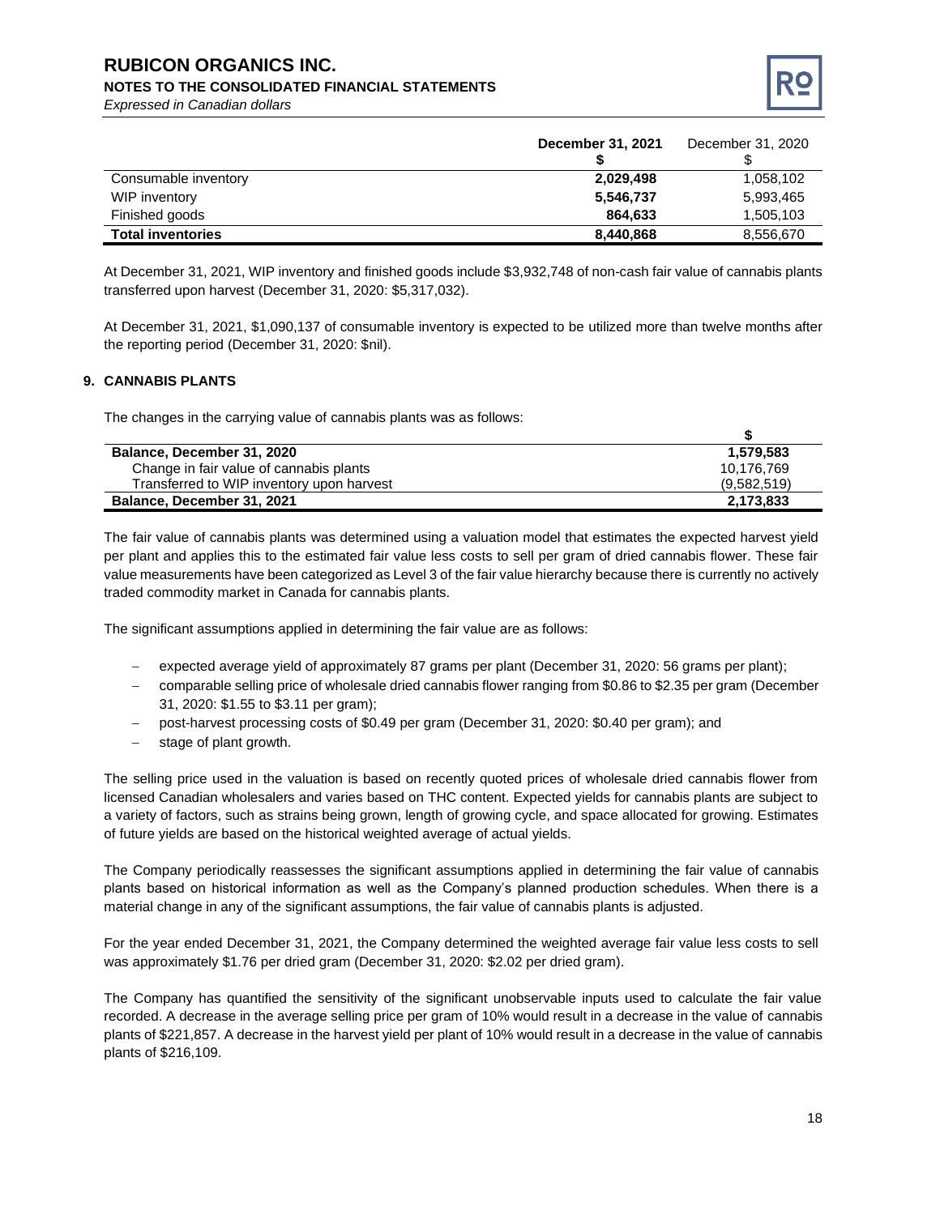|  | December 31, 2021<br>$ | December 31, 2020<br>$ |
|---|---|---|
| Consumable inventory | **2,029,498** | 1,058,102 |
| WIP inventory | **5,546,737** | 5,993,465 |
| Finished goods | **864,633** | 1,505,103 |
| **Total inventories** | **8,440,868** | 8,556,670 |

At December 31, 2021, WIP inventory and finished goods include $3,932,748 of non-cash fair value of cannabis plants transferred upon harvest (December 31, 2020: $5,317,032).

At December 31, 2021, $1,090,137 of consumable inventory is expected to be utilized more than twelve months after the reporting period (December 31, 2020: $nil).

## 9. CANNABIS PLANTS

The changes in the carrying value of cannabis plants was as follows:

|  | $ |
|---|---|
| **Balance, December 31, 2020** | **1,579,583** |
| Change in fair value of cannabis plants | 10,176,769 |
| Transferred to WIP inventory upon harvest | (9,582,519) |
| **Balance, December 31, 2021** | **2,173,833** |

The fair value of cannabis plants was determined using a valuation model that estimates the expected harvest yield per plant and applies this to the estimated fair value less costs to sell per gram of dried cannabis flower. These fair value measurements have been categorized as Level 3 of the fair value hierarchy because there is currently no actively traded commodity market in Canada for cannabis plants.

The significant assumptions applied in determining the fair value are as follows:

- expected average yield of approximately 87 grams per plant (December 31, 2020: 56 grams per plant);
- comparable selling price of wholesale dried cannabis flower ranging from $0.86 to $2.35 per gram (December 31, 2020: $1.55 to $3.11 per gram);
- post-harvest processing costs of $0.49 per gram (December 31, 2020: $0.40 per gram); and
- stage of plant growth.

The selling price used in the valuation is based on recently quoted prices of wholesale dried cannabis flower from licensed Canadian wholesalers and varies based on THC content. Expected yields for cannabis plants are subject to a variety of factors, such as strains being grown, length of growing cycle, and space allocated for growing. Estimates of future yields are based on the historical weighted average of actual yields.

The Company periodically reassesses the significant assumptions applied in determining the fair value of cannabis plants based on historical information as well as the Company's planned production schedules. When there is a material change in any of the significant assumptions, the fair value of cannabis plants is adjusted.

For the year ended December 31, 2021, the Company determined the weighted average fair value less costs to sell was approximately $1.76 per dried gram (December 31, 2020: $2.02 per dried gram).

The Company has quantified the sensitivity of the significant unobservable inputs used to calculate the fair value recorded. A decrease in the average selling price per gram of 10% would result in a decrease in the value of cannabis plants of $221,857. A decrease in the harvest yield per plant of 10% would result in a decrease in the value of cannabis plants of $216,109.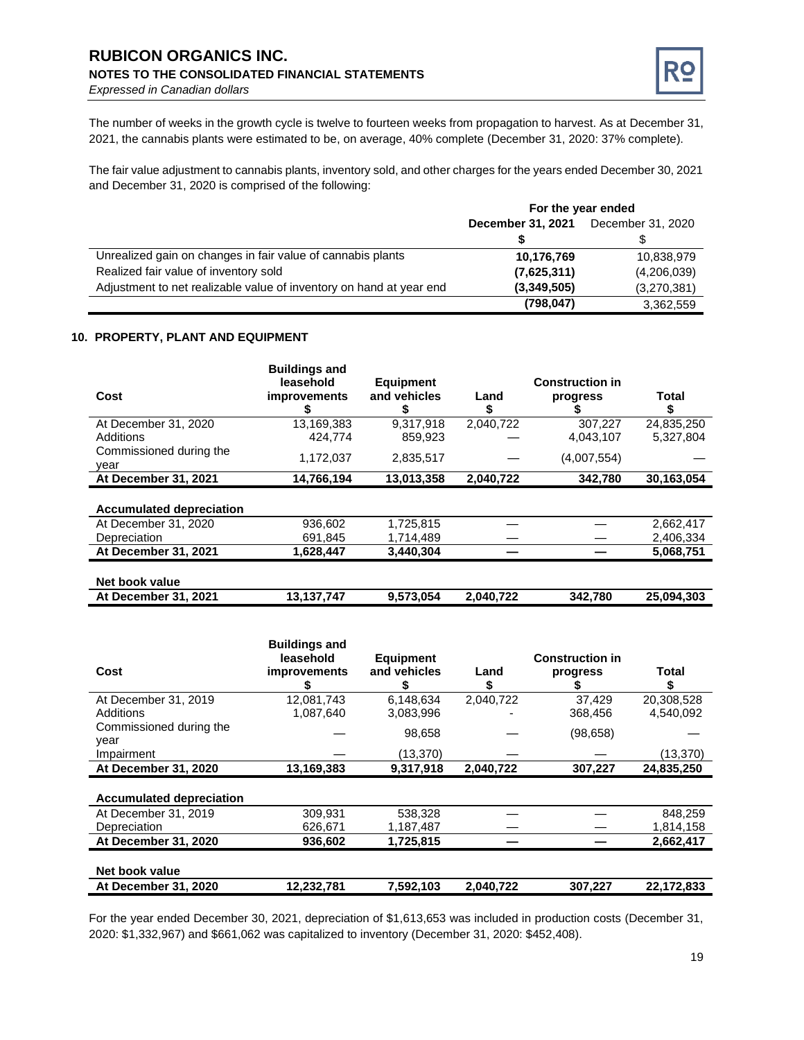The number of weeks in the growth cycle is twelve to fourteen weeks from propagation to harvest. As at December 31, 2021, the cannabis plants were estimated to be, on average, 40% complete (December 31, 2020: 37% complete).

The fair value adjustment to cannabis plants, inventory sold, and other charges for the years ended December 30, 2021 and December 31, 2020 is comprised of the following:

| | For the year ended | |
|---|---|---|
| | **December 31, 2021** | December 31, 2020 |
| | **$** | $ |
| Unrealized gain on changes in fair value of cannabis plants | **10,176,769** | 10,838,979 |
| Realized fair value of inventory sold | **(7,625,311)** | (4,206,039) |
| Adjustment to net realizable value of inventory on hand at year end | **(3,349,505)** | (3,270,381) |
| | **(798,047)** | 3,362,559 |

## 10. PROPERTY, PLANT AND EQUIPMENT

| **Cost** | **Buildings and leasehold improvements $** | **Equipment and vehicles $** | **Land $** | **Construction in progress $** | **Total $** |
|---|---|---|---|---|---|
| At December 31, 2020 | 13,169,383 | 9,317,918 | 2,040,722 | 307,227 | 24,835,250 |
| Additions | 424,774 | 859,923 | — | 4,043,107 | 5,327,804 |
| Commissioned during the year | 1,172,037 | 2,835,517 | — | (4,007,554) | — |
| **At December 31, 2021** | **14,766,194** | **13,013,358** | **2,040,722** | **342,780** | **30,163,054** |
| | | | | | |
| **Accumulated depreciation** | | | | | |
| At December 31, 2020 | 936,602 | 1,725,815 | — | — | 2,662,417 |
| Depreciation | 691,845 | 1,714,489 | — | — | 2,406,334 |
| **At December 31, 2021** | **1,628,447** | **3,440,304** | **—** | **—** | **5,068,751** |
| | | | | | |
| **Net book value** | | | | | |
| **At December 31, 2021** | **13,137,747** | **9,573,054** | **2,040,722** | **342,780** | **25,094,303** |

| **Cost** | **Buildings and leasehold improvements $** | **Equipment and vehicles $** | **Land $** | **Construction in progress $** | **Total $** |
|---|---|---|---|---|---|
| At December 31, 2019 | 12,081,743 | 6,148,634 | 2,040,722 | 37,429 | 20,308,528 |
| Additions | 1,087,640 | 3,083,996 | - | 368,456 | 4,540,092 |
| Commissioned during the year | — | 98,658 | — | (98,658) | — |
| Impairment | — | (13,370) | — | — | (13,370) |
| **At December 31, 2020** | **13,169,383** | **9,317,918** | **2,040,722** | **307,227** | **24,835,250** |
| | | | | | |
| **Accumulated depreciation** | | | | | |
| At December 31, 2019 | 309,931 | 538,328 | — | — | 848,259 |
| Depreciation | 626,671 | 1,187,487 | — | — | 1,814,158 |
| **At December 31, 2020** | **936,602** | **1,725,815** | **—** | **—** | **2,662,417** |
| | | | | | |
| **Net book value** | | | | | |
| **At December 31, 2020** | **12,232,781** | **7,592,103** | **2,040,722** | **307,227** | **22,172,833** |

For the year ended December 30, 2021, depreciation of $1,613,653 was included in production costs (December 31, 2020: $1,332,967) and $661,062 was capitalized to inventory (December 31, 2020: $452,408).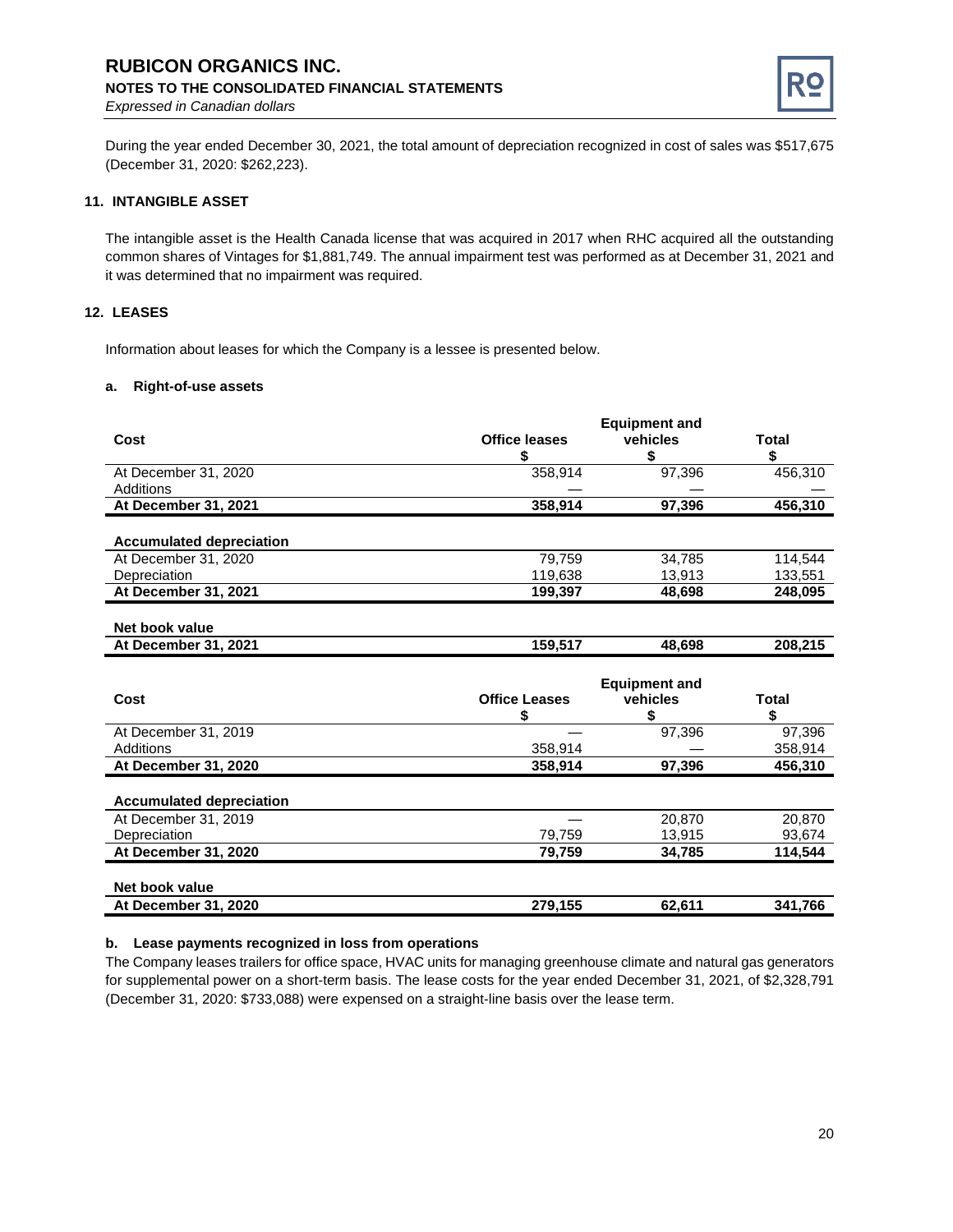During the year ended December 30, 2021, the total amount of depreciation recognized in cost of sales was $517,675 (December 31, 2020: $262,223).

## 11. INTANGIBLE ASSET

The intangible asset is the Health Canada license that was acquired in 2017 when RHC acquired all the outstanding common shares of Vintages for $1,881,749. The annual impairment test was performed as at December 31, 2021 and it was determined that no impairment was required.

## 12. LEASES

Information about leases for which the Company is a lessee is presented below.

### a. Right-of-use assets

| Cost | Office leases<br>$ | Equipment and vehicles<br>$ | Total<br>$ |
|---|---|---|---|
| At December 31, 2020 | 358,914 | 97,396 | 456,310 |
| Additions | — | — | — |
| **At December 31, 2021** | **358,914** | **97,396** | **456,310** |
| | | | |
| **Accumulated depreciation** | | | |
| At December 31, 2020 | 79,759 | 34,785 | 114,544 |
| Depreciation | 119,638 | 13,913 | 133,551 |
| **At December 31, 2021** | **199,397** | **48,698** | **248,095** |
| | | | |
| **Net book value** | | | |
| **At December 31, 2021** | **159,517** | **48,698** | **208,215** |

| Cost | Office Leases<br>$ | Equipment and vehicles<br>$ | Total<br>$ |
|---|---|---|---|
| At December 31, 2019 | — | 97,396 | 97,396 |
| Additions | 358,914 | — | 358,914 |
| **At December 31, 2020** | **358,914** | **97,396** | **456,310** |
| | | | |
| **Accumulated depreciation** | | | |
| At December 31, 2019 | — | 20,870 | 20,870 |
| Depreciation | 79,759 | 13,915 | 93,674 |
| **At December 31, 2020** | **79,759** | **34,785** | **114,544** |
| | | | |
| **Net book value** | | | |
| **At December 31, 2020** | **279,155** | **62,611** | **341,766** |

### b. Lease payments recognized in loss from operations

The Company leases trailers for office space, HVAC units for managing greenhouse climate and natural gas generators for supplemental power on a short-term basis. The lease costs for the year ended December 31, 2021, of $2,328,791 (December 31, 2020: $733,088) were expensed on a straight-line basis over the lease term.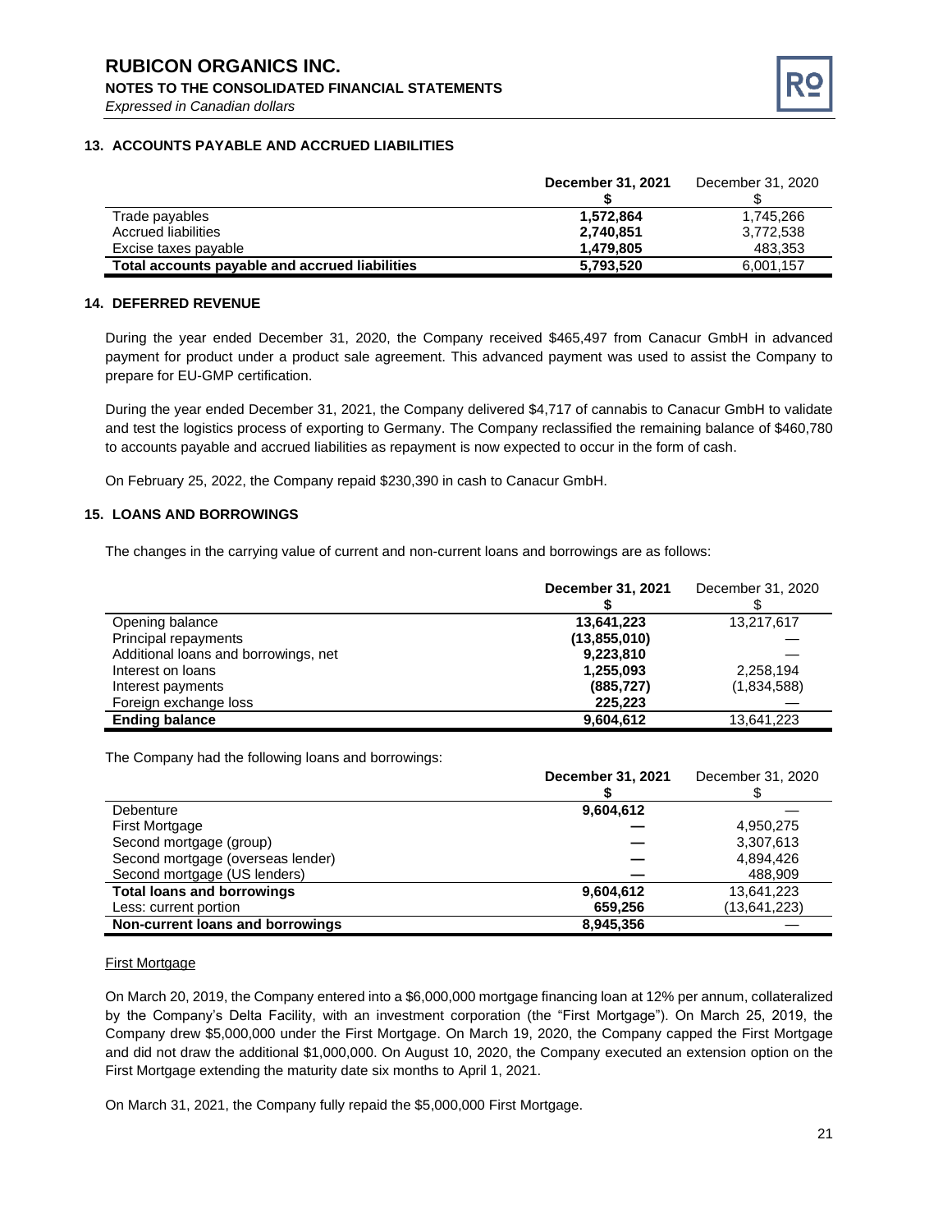## 13. ACCOUNTS PAYABLE AND ACCRUED LIABILITIES

| | December 31, 2021 | December 31, 2020 |
|---|---|---|
| | $ | $ |
| Trade payables | **1,572,864** | 1,745,266 |
| Accrued liabilities | **2,740,851** | 3,772,538 |
| Excise taxes payable | **1,479,805** | 483,353 |
| **Total accounts payable and accrued liabilities** | **5,793,520** | 6,001,157 |

## 14. DEFERRED REVENUE

During the year ended December 31, 2020, the Company received $465,497 from Canacur GmbH in advanced payment for product under a product sale agreement. This advanced payment was used to assist the Company to prepare for EU-GMP certification.

During the year ended December 31, 2021, the Company delivered $4,717 of cannabis to Canacur GmbH to validate and test the logistics process of exporting to Germany. The Company reclassified the remaining balance of $460,780 to accounts payable and accrued liabilities as repayment is now expected to occur in the form of cash.

On February 25, 2022, the Company repaid $230,390 in cash to Canacur GmbH.

## 15. LOANS AND BORROWINGS

The changes in the carrying value of current and non-current loans and borrowings are as follows:

| | December 31, 2021 | December 31, 2020 |
|---|---|---|
| | $ | $ |
| Opening balance | **13,641,223** | 13,217,617 |
| Principal repayments | **(13,855,010)** | — |
| Additional loans and borrowings, net | **9,223,810** | — |
| Interest on loans | **1,255,093** | 2,258,194 |
| Interest payments | **(885,727)** | (1,834,588) |
| Foreign exchange loss | **225,223** | — |
| **Ending balance** | **9,604,612** | 13,641,223 |

The Company had the following loans and borrowings:

| | December 31, 2021 | December 31, 2020 |
|---|---|---|
| | $ | $ |
| Debenture | **9,604,612** | — |
| First Mortgage | **—** | 4,950,275 |
| Second mortgage (group) | **—** | 3,307,613 |
| Second mortgage (overseas lender) | **—** | 4,894,426 |
| Second mortgage (US lenders) | **—** | 488,909 |
| **Total loans and borrowings** | **9,604,612** | 13,641,223 |
| Less: current portion | **659,256** | (13,641,223) |
| **Non-current loans and borrowings** | **8,945,356** | — |

<u>First Mortgage</u>

On March 20, 2019, the Company entered into a $6,000,000 mortgage financing loan at 12% per annum, collateralized by the Company's Delta Facility, with an investment corporation (the "First Mortgage"). On March 25, 2019, the Company drew $5,000,000 under the First Mortgage. On March 19, 2020, the Company capped the First Mortgage and did not draw the additional $1,000,000. On August 10, 2020, the Company executed an extension option on the First Mortgage extending the maturity date six months to April 1, 2021.

On March 31, 2021, the Company fully repaid the $5,000,000 First Mortgage.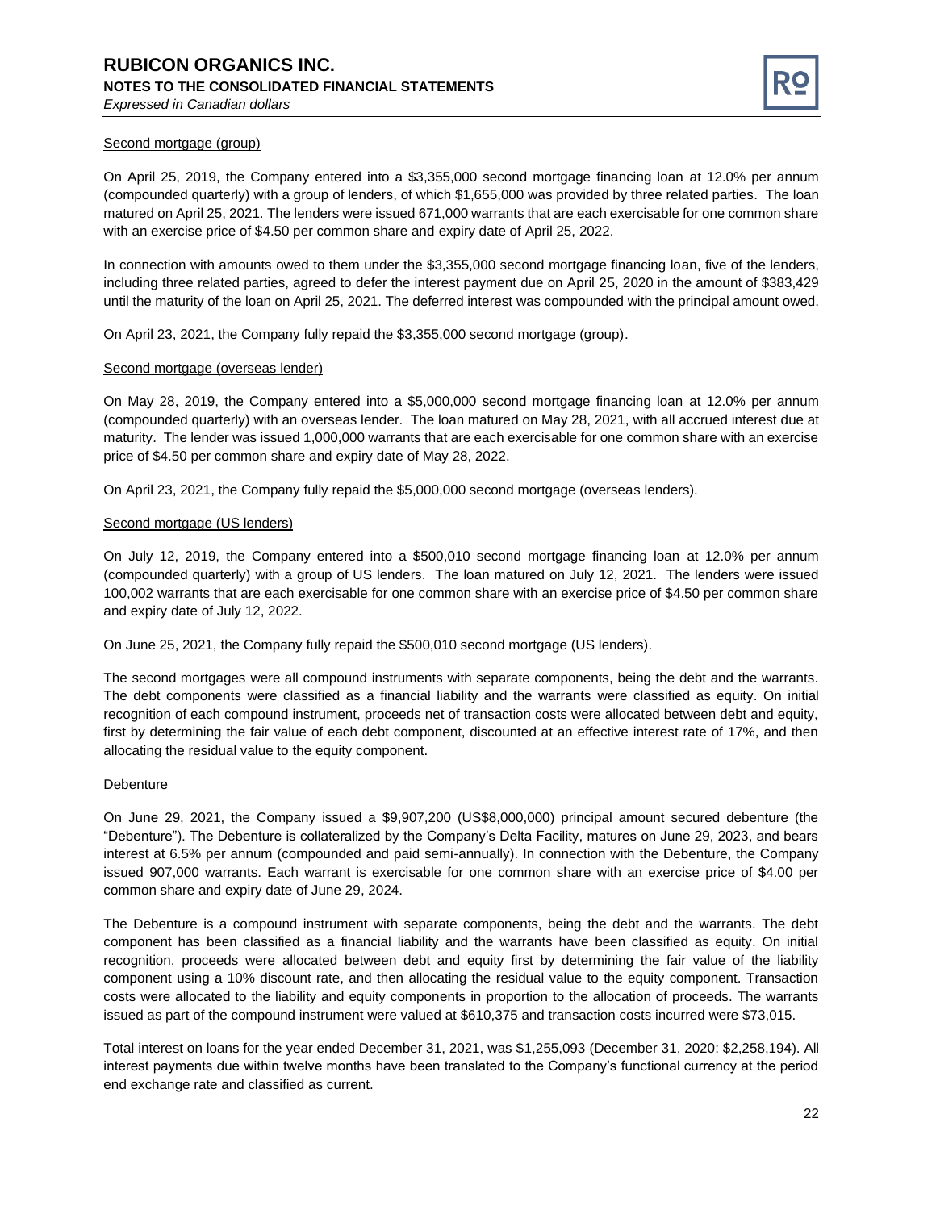Second mortgage (group)

On April 25, 2019, the Company entered into a $3,355,000 second mortgage financing loan at 12.0% per annum (compounded quarterly) with a group of lenders, of which $1,655,000 was provided by three related parties. The loan matured on April 25, 2021. The lenders were issued 671,000 warrants that are each exercisable for one common share with an exercise price of $4.50 per common share and expiry date of April 25, 2022.

In connection with amounts owed to them under the $3,355,000 second mortgage financing loan, five of the lenders, including three related parties, agreed to defer the interest payment due on April 25, 2020 in the amount of $383,429 until the maturity of the loan on April 25, 2021. The deferred interest was compounded with the principal amount owed.

On April 23, 2021, the Company fully repaid the $3,355,000 second mortgage (group).

Second mortgage (overseas lender)

On May 28, 2019, the Company entered into a $5,000,000 second mortgage financing loan at 12.0% per annum (compounded quarterly) with an overseas lender. The loan matured on May 28, 2021, with all accrued interest due at maturity. The lender was issued 1,000,000 warrants that are each exercisable for one common share with an exercise price of $4.50 per common share and expiry date of May 28, 2022.

On April 23, 2021, the Company fully repaid the $5,000,000 second mortgage (overseas lenders).

Second mortgage (US lenders)

On July 12, 2019, the Company entered into a $500,010 second mortgage financing loan at 12.0% per annum (compounded quarterly) with a group of US lenders. The loan matured on July 12, 2021. The lenders were issued 100,002 warrants that are each exercisable for one common share with an exercise price of $4.50 per common share and expiry date of July 12, 2022.

On June 25, 2021, the Company fully repaid the $500,010 second mortgage (US lenders).

The second mortgages were all compound instruments with separate components, being the debt and the warrants. The debt components were classified as a financial liability and the warrants were classified as equity. On initial recognition of each compound instrument, proceeds net of transaction costs were allocated between debt and equity, first by determining the fair value of each debt component, discounted at an effective interest rate of 17%, and then allocating the residual value to the equity component.

Debenture

On June 29, 2021, the Company issued a $9,907,200 (US$8,000,000) principal amount secured debenture (the "Debenture"). The Debenture is collateralized by the Company's Delta Facility, matures on June 29, 2023, and bears interest at 6.5% per annum (compounded and paid semi-annually). In connection with the Debenture, the Company issued 907,000 warrants. Each warrant is exercisable for one common share with an exercise price of $4.00 per common share and expiry date of June 29, 2024.

The Debenture is a compound instrument with separate components, being the debt and the warrants. The debt component has been classified as a financial liability and the warrants have been classified as equity. On initial recognition, proceeds were allocated between debt and equity first by determining the fair value of the liability component using a 10% discount rate, and then allocating the residual value to the equity component. Transaction costs were allocated to the liability and equity components in proportion to the allocation of proceeds. The warrants issued as part of the compound instrument were valued at $610,375 and transaction costs incurred were $73,015.

Total interest on loans for the year ended December 31, 2021, was $1,255,093 (December 31, 2020: $2,258,194). All interest payments due within twelve months have been translated to the Company's functional currency at the period end exchange rate and classified as current.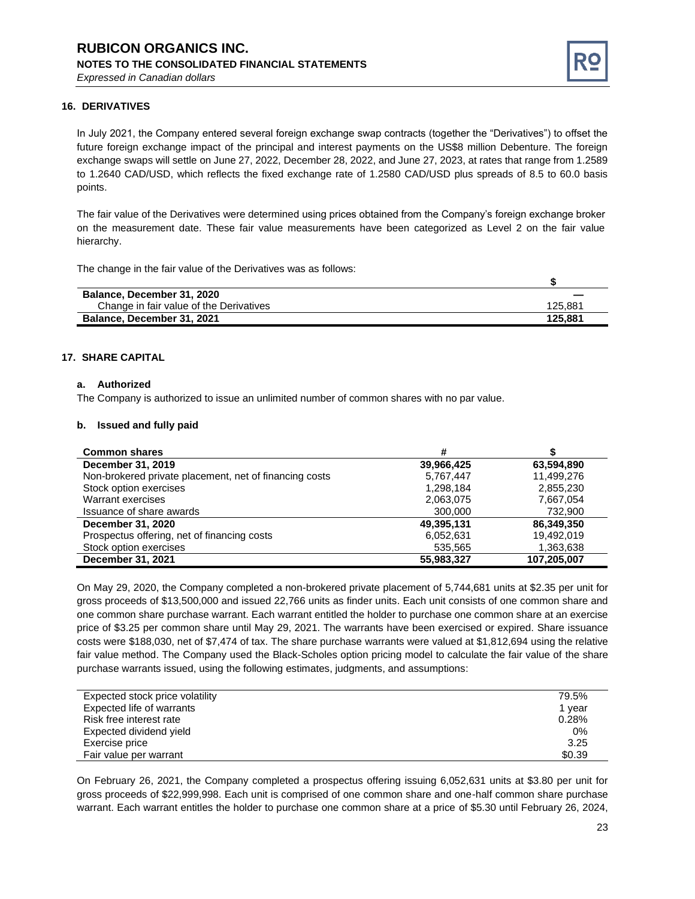## 16. DERIVATIVES

In July 2021, the Company entered several foreign exchange swap contracts (together the "Derivatives") to offset the future foreign exchange impact of the principal and interest payments on the US$8 million Debenture. The foreign exchange swaps will settle on June 27, 2022, December 28, 2022, and June 27, 2023, at rates that range from 1.2589 to 1.2640 CAD/USD, which reflects the fixed exchange rate of 1.2580 CAD/USD plus spreads of 8.5 to 60.0 basis points.

The fair value of the Derivatives were determined using prices obtained from the Company's foreign exchange broker on the measurement date. These fair value measurements have been categorized as Level 2 on the fair value hierarchy.

The change in the fair value of the Derivatives was as follows:

| | $ |
|---|---|
| **Balance, December 31, 2020** | — |
| Change in fair value of the Derivatives | 125,881 |
| **Balance, December 31, 2021** | **125,881** |

## 17. SHARE CAPITAL

### a. Authorized

The Company is authorized to issue an unlimited number of common shares with no par value.

### b. Issued and fully paid

| **Common shares** | **#** | **$** |
|---|---|---|
| **December 31, 2019** | **39,966,425** | **63,594,890** |
| Non-brokered private placement, net of financing costs | 5,767,447 | 11,499,276 |
| Stock option exercises | 1,298,184 | 2,855,230 |
| Warrant exercises | 2,063,075 | 7,667,054 |
| Issuance of share awards | 300,000 | 732,900 |
| **December 31, 2020** | **49,395,131** | **86,349,350** |
| Prospectus offering, net of financing costs | 6,052,631 | 19,492,019 |
| Stock option exercises | 535,565 | 1,363,638 |
| **December 31, 2021** | **55,983,327** | **107,205,007** |

On May 29, 2020, the Company completed a non-brokered private placement of 5,744,681 units at $2.35 per unit for gross proceeds of $13,500,000 and issued 22,766 units as finder units. Each unit consists of one common share and one common share purchase warrant. Each warrant entitled the holder to purchase one common share at an exercise price of $3.25 per common share until May 29, 2021. The warrants have been exercised or expired. Share issuance costs were $188,030, net of $7,474 of tax. The share purchase warrants were valued at $1,812,694 using the relative fair value method. The Company used the Black-Scholes option pricing model to calculate the fair value of the share purchase warrants issued, using the following estimates, judgments, and assumptions:

| | |
|---|---|
| Expected stock price volatility | 79.5% |
| Expected life of warrants | 1 year |
| Risk free interest rate | 0.28% |
| Expected dividend yield | 0% |
| Exercise price | 3.25 |
| Fair value per warrant | $0.39 |

On February 26, 2021, the Company completed a prospectus offering issuing 6,052,631 units at $3.80 per unit for gross proceeds of $22,999,998. Each unit is comprised of one common share and one-half common share purchase warrant. Each warrant entitles the holder to purchase one common share at a price of $5.30 until February 26, 2024,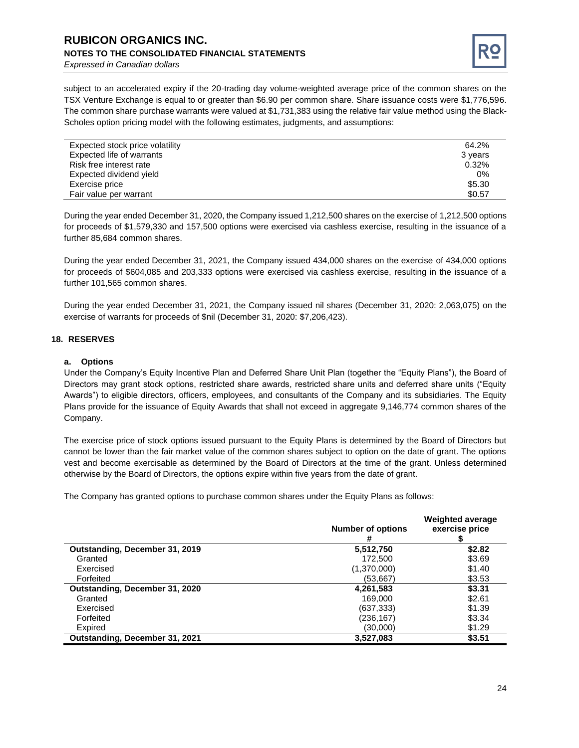subject to an accelerated expiry if the 20-trading day volume-weighted average price of the common shares on the TSX Venture Exchange is equal to or greater than $6.90 per common share. Share issuance costs were $1,776,596. The common share purchase warrants were valued at $1,731,383 using the relative fair value method using the Black-Scholes option pricing model with the following estimates, judgments, and assumptions:

| | |
|---|---|
| Expected stock price volatility | 64.2% |
| Expected life of warrants | 3 years |
| Risk free interest rate | 0.32% |
| Expected dividend yield | 0% |
| Exercise price | $5.30 |
| Fair value per warrant | $0.57 |

During the year ended December 31, 2020, the Company issued 1,212,500 shares on the exercise of 1,212,500 options for proceeds of $1,579,330 and 157,500 options were exercised via cashless exercise, resulting in the issuance of a further 85,684 common shares.

During the year ended December 31, 2021, the Company issued 434,000 shares on the exercise of 434,000 options for proceeds of $604,085 and 203,333 options were exercised via cashless exercise, resulting in the issuance of a further 101,565 common shares.

During the year ended December 31, 2021, the Company issued nil shares (December 31, 2020: 2,063,075) on the exercise of warrants for proceeds of $nil (December 31, 2020: $7,206,423).

## 18. RESERVES

### a. Options

Under the Company's Equity Incentive Plan and Deferred Share Unit Plan (together the "Equity Plans"), the Board of Directors may grant stock options, restricted share awards, restricted share units and deferred share units ("Equity Awards") to eligible directors, officers, employees, and consultants of the Company and its subsidiaries. The Equity Plans provide for the issuance of Equity Awards that shall not exceed in aggregate 9,146,774 common shares of the Company.

The exercise price of stock options issued pursuant to the Equity Plans is determined by the Board of Directors but cannot be lower than the fair market value of the common shares subject to option on the date of grant. The options vest and become exercisable as determined by the Board of Directors at the time of the grant. Unless determined otherwise by the Board of Directors, the options expire within five years from the date of grant.

The Company has granted options to purchase common shares under the Equity Plans as follows:

| | Number of options<br>#| Weighted average exercise price<br>$ |
|---|---|---|
| **Outstanding, December 31, 2019** | **5,512,750** | **$2.82** |
| Granted | 172,500 | $3.69 |
| Exercised | (1,370,000) | $1.40 |
| Forfeited | (53,667) | $3.53 |
| **Outstanding, December 31, 2020** | **4,261,583** | **$3.31** |
| Granted | 169,000 | $2.61 |
| Exercised | (637,333) | $1.39 |
| Forfeited | (236,167) | $3.34 |
| Expired | (30,000) | $1.29 |
| **Outstanding, December 31, 2021** | **3,527,083** | **$3.51** |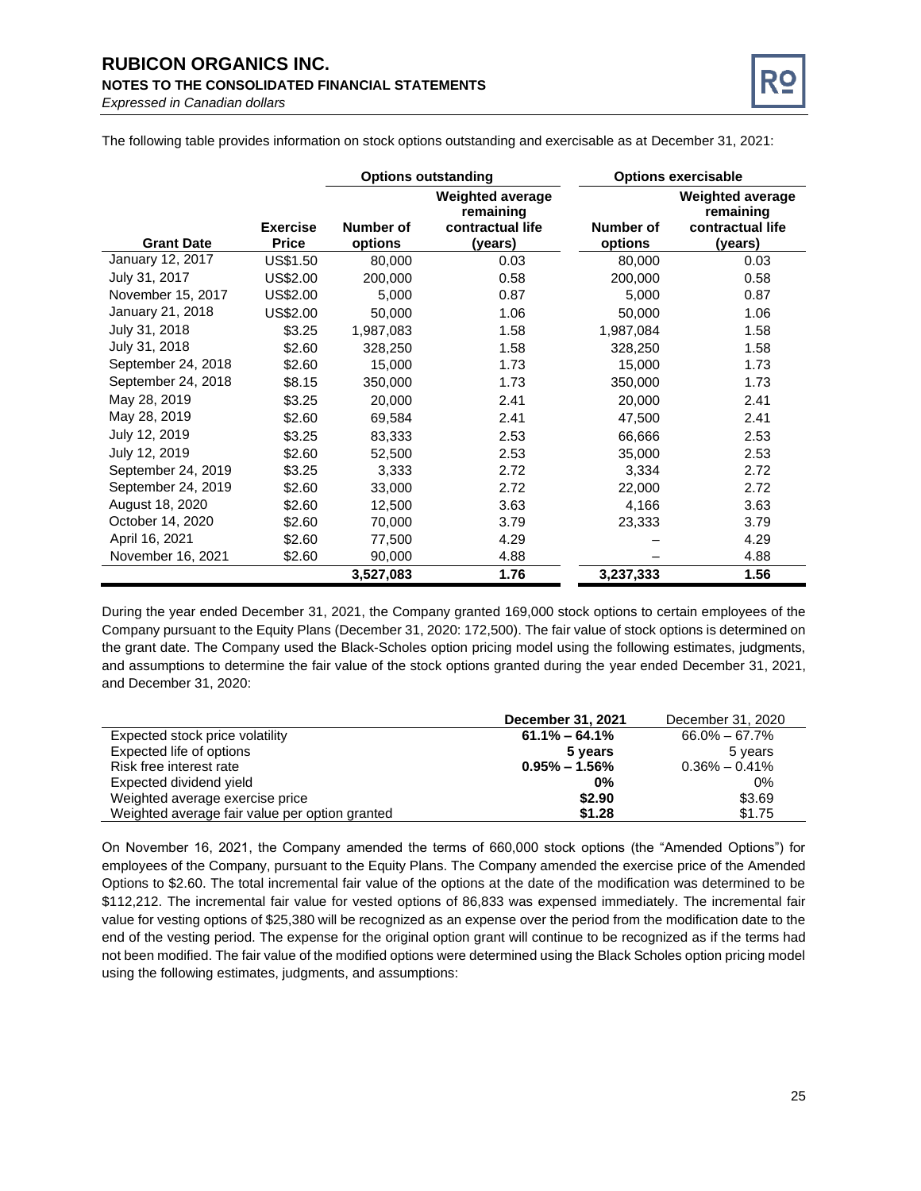The following table provides information on stock options outstanding and exercisable as at December 31, 2021:

| | | Options outstanding | | Options exercisable | |
|---|---|---|---|---|---|
| Grant Date | Exercise Price | Number of options | Weighted average remaining contractual life (years) | Number of options | Weighted average remaining contractual life (years) |
| January 12, 2017 | US$1.50 | 80,000 | 0.03 | 80,000 | 0.03 |
| July 31, 2017 | US$2.00 | 200,000 | 0.58 | 200,000 | 0.58 |
| November 15, 2017 | US$2.00 | 5,000 | 0.87 | 5,000 | 0.87 |
| January 21, 2018 | US$2.00 | 50,000 | 1.06 | 50,000 | 1.06 |
| July 31, 2018 | $3.25 | 1,987,083 | 1.58 | 1,987,084 | 1.58 |
| July 31, 2018 | $2.60 | 328,250 | 1.58 | 328,250 | 1.58 |
| September 24, 2018 | $2.60 | 15,000 | 1.73 | 15,000 | 1.73 |
| September 24, 2018 | $8.15 | 350,000 | 1.73 | 350,000 | 1.73 |
| May 28, 2019 | $3.25 | 20,000 | 2.41 | 20,000 | 2.41 |
| May 28, 2019 | $2.60 | 69,584 | 2.41 | 47,500 | 2.41 |
| July 12, 2019 | $3.25 | 83,333 | 2.53 | 66,666 | 2.53 |
| July 12, 2019 | $2.60 | 52,500 | 2.53 | 35,000 | 2.53 |
| September 24, 2019 | $3.25 | 3,333 | 2.72 | 3,334 | 2.72 |
| September 24, 2019 | $2.60 | 33,000 | 2.72 | 22,000 | 2.72 |
| August 18, 2020 | $2.60 | 12,500 | 3.63 | 4,166 | 3.63 |
| October 14, 2020 | $2.60 | 70,000 | 3.79 | 23,333 | 3.79 |
| April 16, 2021 | $2.60 | 77,500 | 4.29 | – | 4.29 |
| November 16, 2021 | $2.60 | 90,000 | 4.88 | – | 4.88 |
| | | **3,527,083** | **1.76** | **3,237,333** | **1.56** |

During the year ended December 31, 2021, the Company granted 169,000 stock options to certain employees of the Company pursuant to the Equity Plans (December 31, 2020: 172,500). The fair value of stock options is determined on the grant date. The Company used the Black-Scholes option pricing model using the following estimates, judgments, and assumptions to determine the fair value of the stock options granted during the year ended December 31, 2021, and December 31, 2020:

| | **December 31, 2021** | December 31, 2020 |
|---|---|---|
| Expected stock price volatility | **61.1% – 64.1%** | 66.0% – 67.7% |
| Expected life of options | **5 years** | 5 years |
| Risk free interest rate | **0.95% – 1.56%** | 0.36% – 0.41% |
| Expected dividend yield | **0%** | 0% |
| Weighted average exercise price | **$2.90** | $3.69 |
| Weighted average fair value per option granted | **$1.28** | $1.75 |

On November 16, 2021, the Company amended the terms of 660,000 stock options (the "Amended Options") for employees of the Company, pursuant to the Equity Plans. The Company amended the exercise price of the Amended Options to $2.60. The total incremental fair value of the options at the date of the modification was determined to be $112,212. The incremental fair value for vested options of 86,833 was expensed immediately. The incremental fair value for vesting options of $25,380 will be recognized as an expense over the period from the modification date to the end of the vesting period. The expense for the original option grant will continue to be recognized as if the terms had not been modified. The fair value of the modified options were determined using the Black Scholes option pricing model using the following estimates, judgments, and assumptions: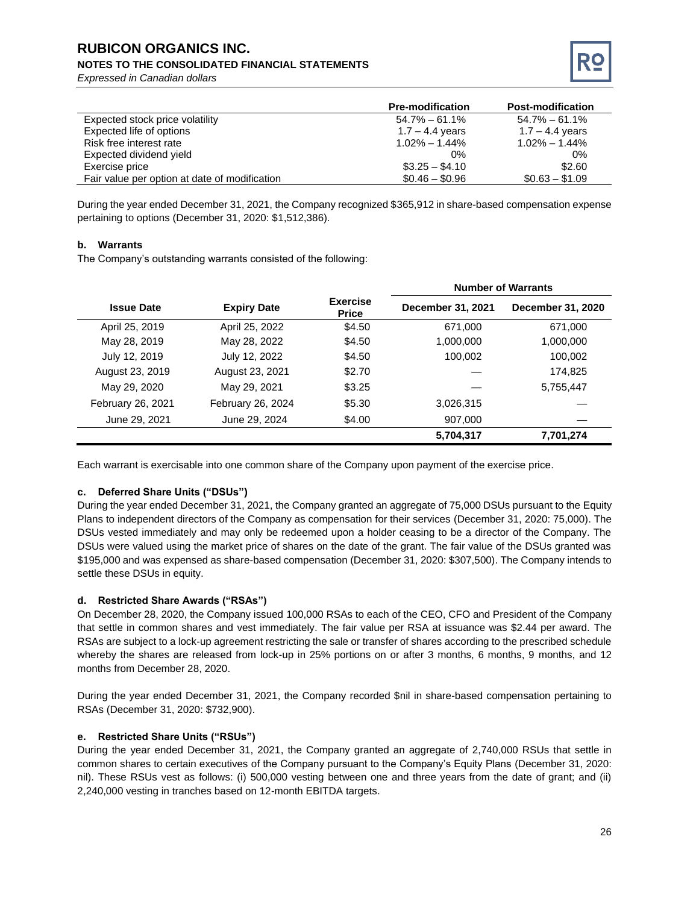| | Pre-modification | Post-modification |
|---|---|---|
| Expected stock price volatility | 54.7% – 61.1% | 54.7% – 61.1% |
| Expected life of options | 1.7 – 4.4 years | 1.7 – 4.4 years |
| Risk free interest rate | 1.02% – 1.44% | 1.02% – 1.44% |
| Expected dividend yield | 0% | 0% |
| Exercise price | $3.25 – $4.10 | $2.60 |
| Fair value per option at date of modification | $0.46 – $0.96 | $0.63 – $1.09 |

During the year ended December 31, 2021, the Company recognized $365,912 in share-based compensation expense pertaining to options (December 31, 2020: $1,512,386).

### b. Warrants

The Company's outstanding warrants consisted of the following:

| | | | Number of Warrants | |
|---|---|---|---|---|
| **Issue Date** | **Expiry Date** | **Exercise Price** | **December 31, 2021** | **December 31, 2020** |
| April 25, 2019 | April 25, 2022 | $4.50 | 671,000 | 671,000 |
| May 28, 2019 | May 28, 2022 | $4.50 | 1,000,000 | 1,000,000 |
| July 12, 2019 | July 12, 2022 | $4.50 | 100,002 | 100,002 |
| August 23, 2019 | August 23, 2021 | $2.70 | — | 174,825 |
| May 29, 2020 | May 29, 2021 | $3.25 | — | 5,755,447 |
| February 26, 2021 | February 26, 2024 | $5.30 | 3,026,315 | — |
| June 29, 2021 | June 29, 2024 | $4.00 | 907,000 | — |
| | | | **5,704,317** | **7,701,274** |

Each warrant is exercisable into one common share of the Company upon payment of the exercise price.

### c. Deferred Share Units ("DSUs")

During the year ended December 31, 2021, the Company granted an aggregate of 75,000 DSUs pursuant to the Equity Plans to independent directors of the Company as compensation for their services (December 31, 2020: 75,000). The DSUs vested immediately and may only be redeemed upon a holder ceasing to be a director of the Company. The DSUs were valued using the market price of shares on the date of the grant. The fair value of the DSUs granted was $195,000 and was expensed as share-based compensation (December 31, 2020: $307,500). The Company intends to settle these DSUs in equity.

### d. Restricted Share Awards ("RSAs")

On December 28, 2020, the Company issued 100,000 RSAs to each of the CEO, CFO and President of the Company that settle in common shares and vest immediately. The fair value per RSA at issuance was $2.44 per award. The RSAs are subject to a lock-up agreement restricting the sale or transfer of shares according to the prescribed schedule whereby the shares are released from lock-up in 25% portions on or after 3 months, 6 months, 9 months, and 12 months from December 28, 2020.

During the year ended December 31, 2021, the Company recorded $nil in share-based compensation pertaining to RSAs (December 31, 2020: $732,900).

### e. Restricted Share Units ("RSUs")

During the year ended December 31, 2021, the Company granted an aggregate of 2,740,000 RSUs that settle in common shares to certain executives of the Company pursuant to the Company's Equity Plans (December 31, 2020: nil). These RSUs vest as follows: (i) 500,000 vesting between one and three years from the date of grant; and (ii) 2,240,000 vesting in tranches based on 12-month EBITDA targets.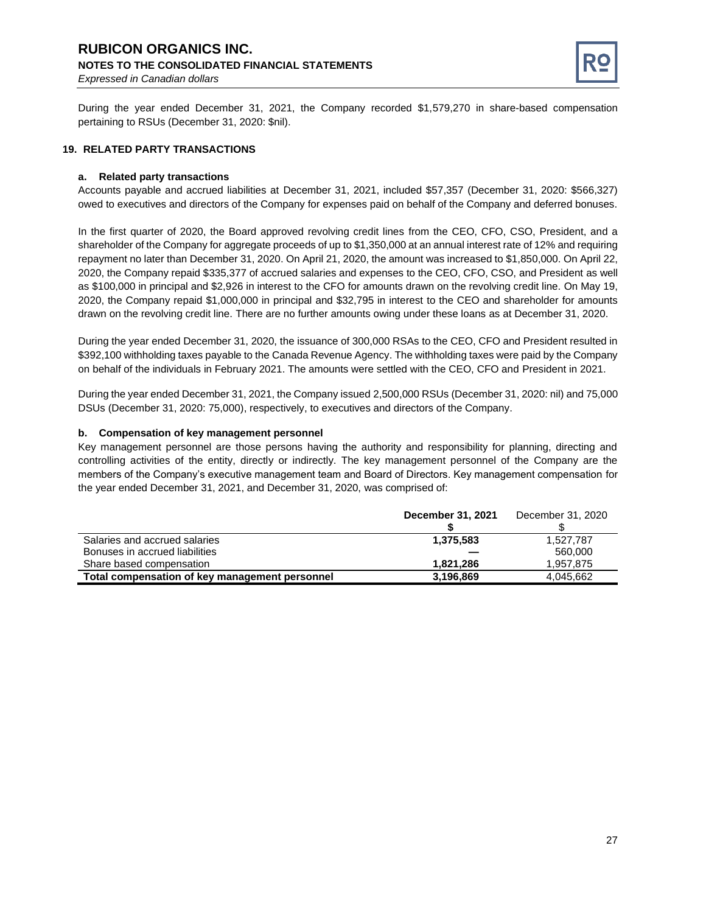During the year ended December 31, 2021, the Company recorded $1,579,270 in share-based compensation pertaining to RSUs (December 31, 2020: $nil).

## 19. RELATED PARTY TRANSACTIONS

### a. Related party transactions

Accounts payable and accrued liabilities at December 31, 2021, included $57,357 (December 31, 2020: $566,327) owed to executives and directors of the Company for expenses paid on behalf of the Company and deferred bonuses.

In the first quarter of 2020, the Board approved revolving credit lines from the CEO, CFO, CSO, President, and a shareholder of the Company for aggregate proceeds of up to $1,350,000 at an annual interest rate of 12% and requiring repayment no later than December 31, 2020. On April 21, 2020, the amount was increased to $1,850,000. On April 22, 2020, the Company repaid $335,377 of accrued salaries and expenses to the CEO, CFO, CSO, and President as well as $100,000 in principal and $2,926 in interest to the CFO for amounts drawn on the revolving credit line. On May 19, 2020, the Company repaid $1,000,000 in principal and $32,795 in interest to the CEO and shareholder for amounts drawn on the revolving credit line. There are no further amounts owing under these loans as at December 31, 2020.

During the year ended December 31, 2020, the issuance of 300,000 RSAs to the CEO, CFO and President resulted in $392,100 withholding taxes payable to the Canada Revenue Agency. The withholding taxes were paid by the Company on behalf of the individuals in February 2021. The amounts were settled with the CEO, CFO and President in 2021.

During the year ended December 31, 2021, the Company issued 2,500,000 RSUs (December 31, 2020: nil) and 75,000 DSUs (December 31, 2020: 75,000), respectively, to executives and directors of the Company.

### b. Compensation of key management personnel

Key management personnel are those persons having the authority and responsibility for planning, directing and controlling activities of the entity, directly or indirectly. The key management personnel of the Company are the members of the Company's executive management team and Board of Directors. Key management compensation for the year ended December 31, 2021, and December 31, 2020, was comprised of:

| | **December 31, 2021** | December 31, 2020 |
|---|---|---|
| | **$** | $ |
| Salaries and accrued salaries | **1,375,583** | 1,527,787 |
| Bonuses in accrued liabilities | **—** | 560,000 |
| Share based compensation | **1,821,286** | 1,957,875 |
| **Total compensation of key management personnel** | **3,196,869** | 4,045,662 |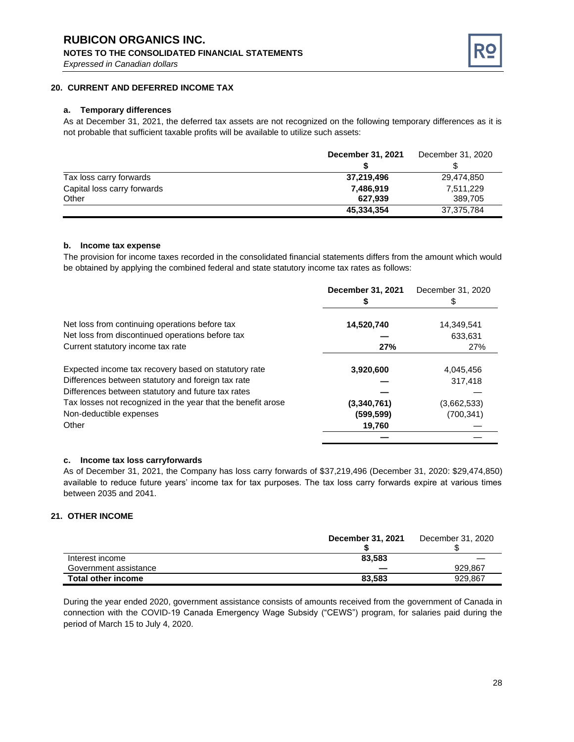## 20. CURRENT AND DEFERRED INCOME TAX

### a. Temporary differences

As at December 31, 2021, the deferred tax assets are not recognized on the following temporary differences as it is not probable that sufficient taxable profits will be available to utilize such assets:

| | **December 31, 2021** | December 31, 2020 |
|---|---|---|
| | **$** | $ |
| Tax loss carry forwards | **37,219,496** | 29,474,850 |
| Capital loss carry forwards | **7,486,919** | 7,511,229 |
| Other | **627,939** | 389,705 |
| | **45,334,354** | 37,375,784 |

### b. Income tax expense

The provision for income taxes recorded in the consolidated financial statements differs from the amount which would be obtained by applying the combined federal and state statutory income tax rates as follows:

| | **December 31, 2021** | December 31, 2020 |
|---|---|---|
| | **$** | $ |
| Net loss from continuing operations before tax | **14,520,740** | 14,349,541 |
| Net loss from discontinued operations before tax | **—** | 633,631 |
| Current statutory income tax rate | **27%** | 27% |
| Expected income tax recovery based on statutory rate | **3,920,600** | 4,045,456 |
| Differences between statutory and foreign tax rate | **—** | 317,418 |
| Differences between statutory and future tax rates | **—** | — |
| Tax losses not recognized in the year that the benefit arose | **(3,340,761)** | (3,662,533) |
| Non-deductible expenses | **(599,599)** | (700,341) |
| Other | **19,760** | — |
| | **—** | — |

### c. Income tax loss carryforwards

As of December 31, 2021, the Company has loss carry forwards of $37,219,496 (December 31, 2020: $29,474,850) available to reduce future years' income tax for tax purposes. The tax loss carry forwards expire at various times between 2035 and 2041.

## 21. OTHER INCOME

| | **December 31, 2021** | December 31, 2020 |
|---|---|---|
| | **$** | $ |
| Interest income | **83,583** | — |
| Government assistance | **—** | 929,867 |
| **Total other income** | **83,583** | 929,867 |

During the year ended 2020, government assistance consists of amounts received from the government of Canada in connection with the COVID-19 Canada Emergency Wage Subsidy ("CEWS") program, for salaries paid during the period of March 15 to July 4, 2020.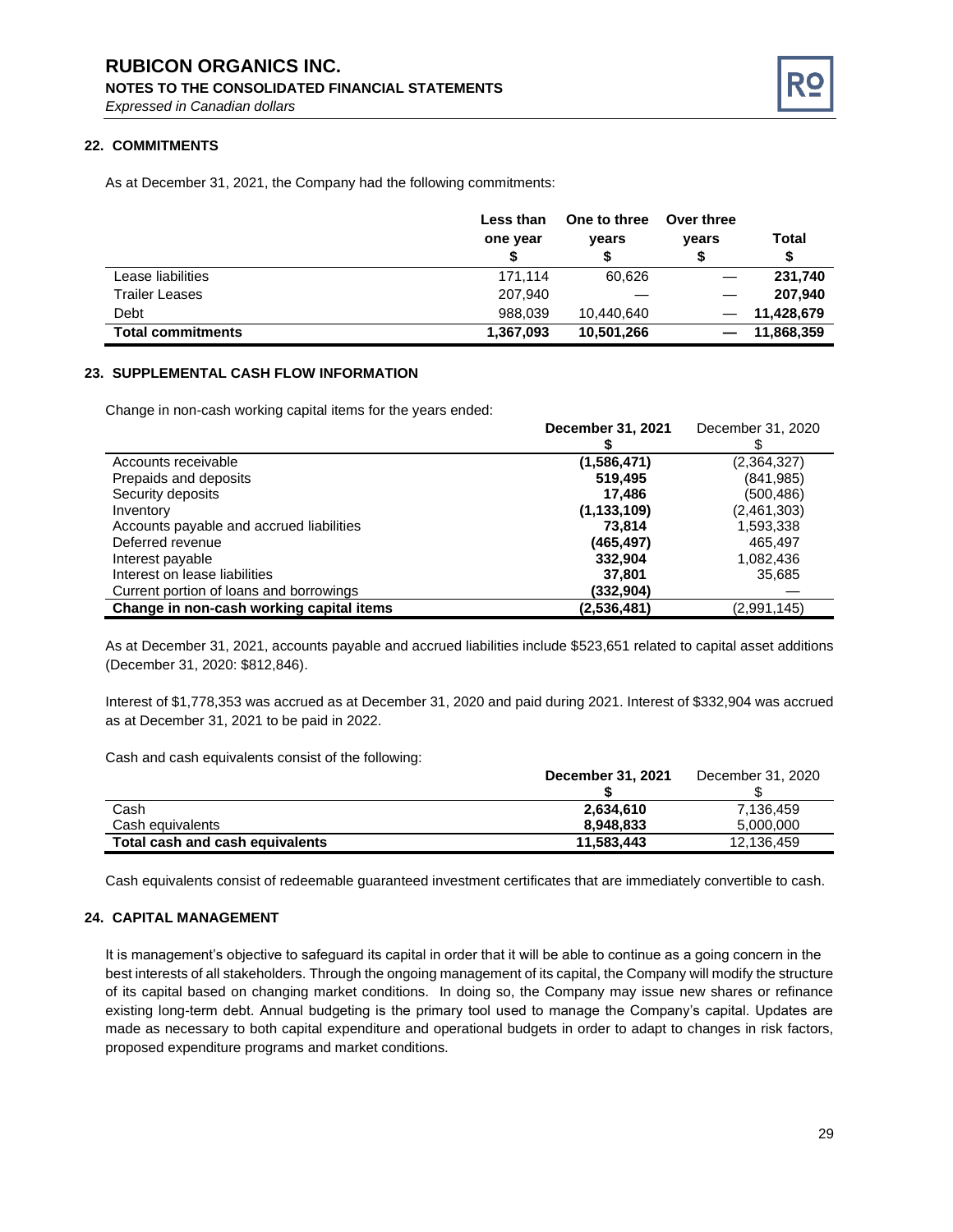## 22. COMMITMENTS

As at December 31, 2021, the Company had the following commitments:

| | Less than one year $ | One to three years $ | Over three years $ | Total $ |
|---|---|---|---|---|
| Lease liabilities | 171,114 | 60,626 | — | **231,740** |
| Trailer Leases | 207,940 | — | — | **207,940** |
| Debt | 988,039 | 10,440,640 | — | **11,428,679** |
| **Total commitments** | **1,367,093** | **10,501,266** | **—** | **11,868,359** |

## 23. SUPPLEMENTAL CASH FLOW INFORMATION

Change in non-cash working capital items for the years ended:

| | **December 31, 2021 $** | December 31, 2020 $ |
|---|---|---|
| Accounts receivable | **(1,586,471)** | (2,364,327) |
| Prepaids and deposits | **519,495** | (841,985) |
| Security deposits | **17,486** | (500,486) |
| Inventory | **(1,133,109)** | (2,461,303) |
| Accounts payable and accrued liabilities | **73,814** | 1,593,338 |
| Deferred revenue | **(465,497)** | 465,497 |
| Interest payable | **332,904** | 1,082,436 |
| Interest on lease liabilities | **37,801** | 35,685 |
| Current portion of loans and borrowings | **(332,904)** | — |
| **Change in non-cash working capital items** | **(2,536,481)** | (2,991,145) |

As at December 31, 2021, accounts payable and accrued liabilities include $523,651 related to capital asset additions (December 31, 2020: $812,846).

Interest of $1,778,353 was accrued as at December 31, 2020 and paid during 2021. Interest of $332,904 was accrued as at December 31, 2021 to be paid in 2022.

Cash and cash equivalents consist of the following:

| | **December 31, 2021 $** | December 31, 2020 $ |
|---|---|---|
| Cash | **2,634,610** | 7,136,459 |
| Cash equivalents | **8,948,833** | 5,000,000 |
| **Total cash and cash equivalents** | **11,583,443** | 12,136,459 |

Cash equivalents consist of redeemable guaranteed investment certificates that are immediately convertible to cash.

## 24. CAPITAL MANAGEMENT

It is management's objective to safeguard its capital in order that it will be able to continue as a going concern in the best interests of all stakeholders. Through the ongoing management of its capital, the Company will modify the structure of its capital based on changing market conditions. In doing so, the Company may issue new shares or refinance existing long-term debt. Annual budgeting is the primary tool used to manage the Company's capital. Updates are made as necessary to both capital expenditure and operational budgets in order to adapt to changes in risk factors, proposed expenditure programs and market conditions.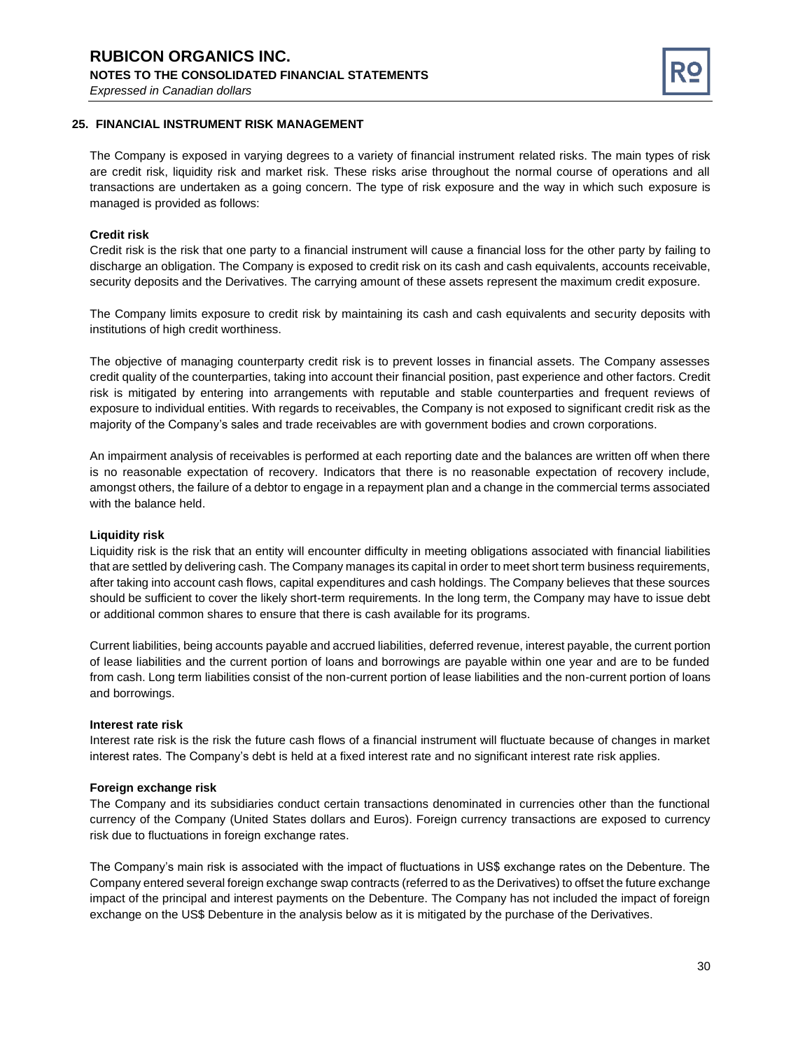## 25. FINANCIAL INSTRUMENT RISK MANAGEMENT

The Company is exposed in varying degrees to a variety of financial instrument related risks. The main types of risk are credit risk, liquidity risk and market risk. These risks arise throughout the normal course of operations and all transactions are undertaken as a going concern. The type of risk exposure and the way in which such exposure is managed is provided as follows:

**Credit risk**

Credit risk is the risk that one party to a financial instrument will cause a financial loss for the other party by failing to discharge an obligation. The Company is exposed to credit risk on its cash and cash equivalents, accounts receivable, security deposits and the Derivatives. The carrying amount of these assets represent the maximum credit exposure.

The Company limits exposure to credit risk by maintaining its cash and cash equivalents and security deposits with institutions of high credit worthiness.

The objective of managing counterparty credit risk is to prevent losses in financial assets. The Company assesses credit quality of the counterparties, taking into account their financial position, past experience and other factors. Credit risk is mitigated by entering into arrangements with reputable and stable counterparties and frequent reviews of exposure to individual entities. With regards to receivables, the Company is not exposed to significant credit risk as the majority of the Company's sales and trade receivables are with government bodies and crown corporations.

An impairment analysis of receivables is performed at each reporting date and the balances are written off when there is no reasonable expectation of recovery. Indicators that there is no reasonable expectation of recovery include, amongst others, the failure of a debtor to engage in a repayment plan and a change in the commercial terms associated with the balance held.

**Liquidity risk**

Liquidity risk is the risk that an entity will encounter difficulty in meeting obligations associated with financial liabilities that are settled by delivering cash. The Company manages its capital in order to meet short term business requirements, after taking into account cash flows, capital expenditures and cash holdings. The Company believes that these sources should be sufficient to cover the likely short-term requirements. In the long term, the Company may have to issue debt or additional common shares to ensure that there is cash available for its programs.

Current liabilities, being accounts payable and accrued liabilities, deferred revenue, interest payable, the current portion of lease liabilities and the current portion of loans and borrowings are payable within one year and are to be funded from cash. Long term liabilities consist of the non-current portion of lease liabilities and the non-current portion of loans and borrowings.

**Interest rate risk**

Interest rate risk is the risk the future cash flows of a financial instrument will fluctuate because of changes in market interest rates. The Company's debt is held at a fixed interest rate and no significant interest rate risk applies.

**Foreign exchange risk**

The Company and its subsidiaries conduct certain transactions denominated in currencies other than the functional currency of the Company (United States dollars and Euros). Foreign currency transactions are exposed to currency risk due to fluctuations in foreign exchange rates.

The Company's main risk is associated with the impact of fluctuations in US$ exchange rates on the Debenture. The Company entered several foreign exchange swap contracts (referred to as the Derivatives) to offset the future exchange impact of the principal and interest payments on the Debenture. The Company has not included the impact of foreign exchange on the US$ Debenture in the analysis below as it is mitigated by the purchase of the Derivatives.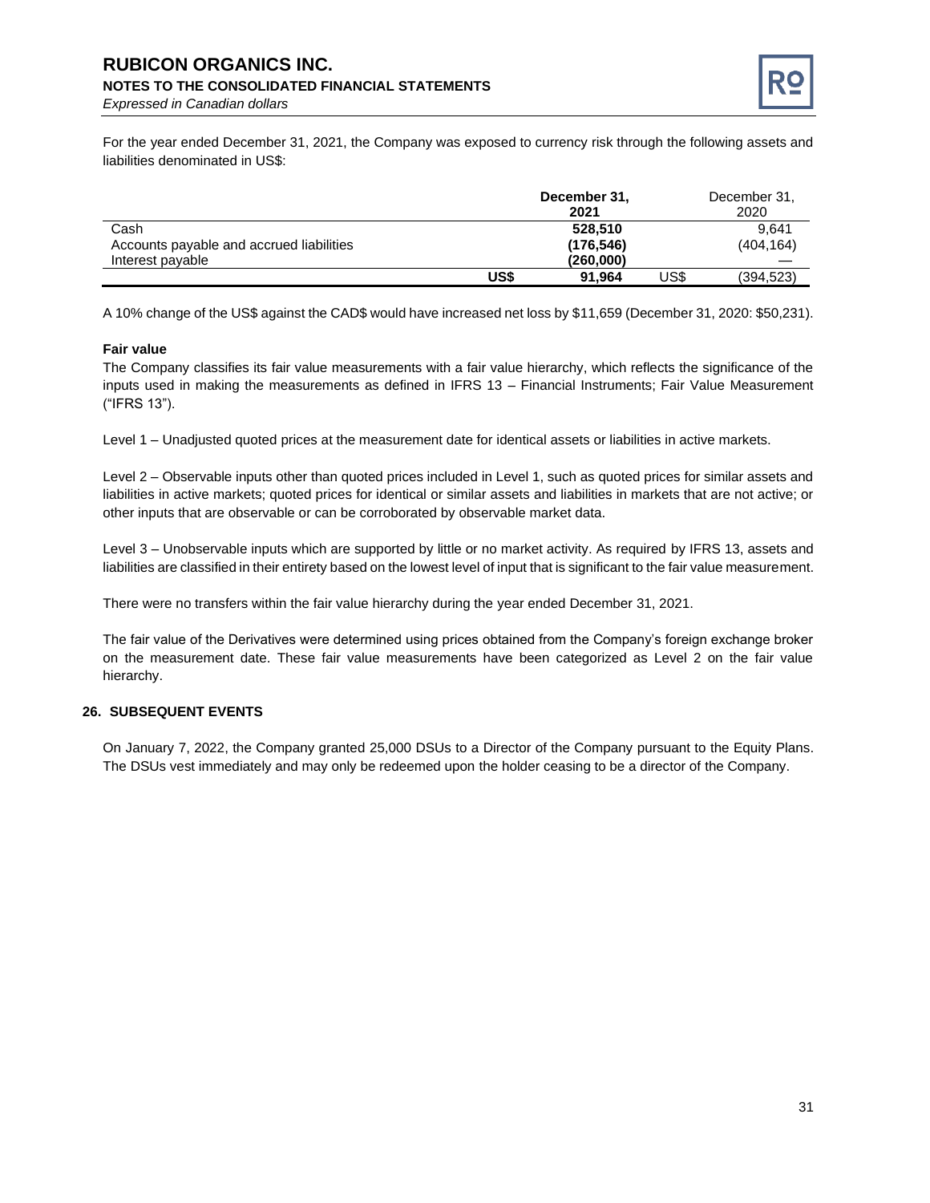For the year ended December 31, 2021, the Company was exposed to currency risk through the following assets and liabilities denominated in US$:

| | | December 31, 2021 | | December 31, 2020 |
|---|---|---|---|---|
| Cash | | **528,510** | | 9,641 |
| Accounts payable and accrued liabilities | | **(176,546)** | | (404,164) |
| Interest payable | | **(260,000)** | | — |
| | **US$** | **91,964** | US$ | (394,523) |

A 10% change of the US$ against the CAD$ would have increased net loss by $11,659 (December 31, 2020: $50,231).

**Fair value**

The Company classifies its fair value measurements with a fair value hierarchy, which reflects the significance of the inputs used in making the measurements as defined in IFRS 13 – Financial Instruments; Fair Value Measurement ("IFRS 13").

Level 1 – Unadjusted quoted prices at the measurement date for identical assets or liabilities in active markets.

Level 2 – Observable inputs other than quoted prices included in Level 1, such as quoted prices for similar assets and liabilities in active markets; quoted prices for identical or similar assets and liabilities in markets that are not active; or other inputs that are observable or can be corroborated by observable market data.

Level 3 – Unobservable inputs which are supported by little or no market activity. As required by IFRS 13, assets and liabilities are classified in their entirety based on the lowest level of input that is significant to the fair value measurement.

There were no transfers within the fair value hierarchy during the year ended December 31, 2021.

The fair value of the Derivatives were determined using prices obtained from the Company's foreign exchange broker on the measurement date. These fair value measurements have been categorized as Level 2 on the fair value hierarchy.

## 26. SUBSEQUENT EVENTS

On January 7, 2022, the Company granted 25,000 DSUs to a Director of the Company pursuant to the Equity Plans. The DSUs vest immediately and may only be redeemed upon the holder ceasing to be a director of the Company.